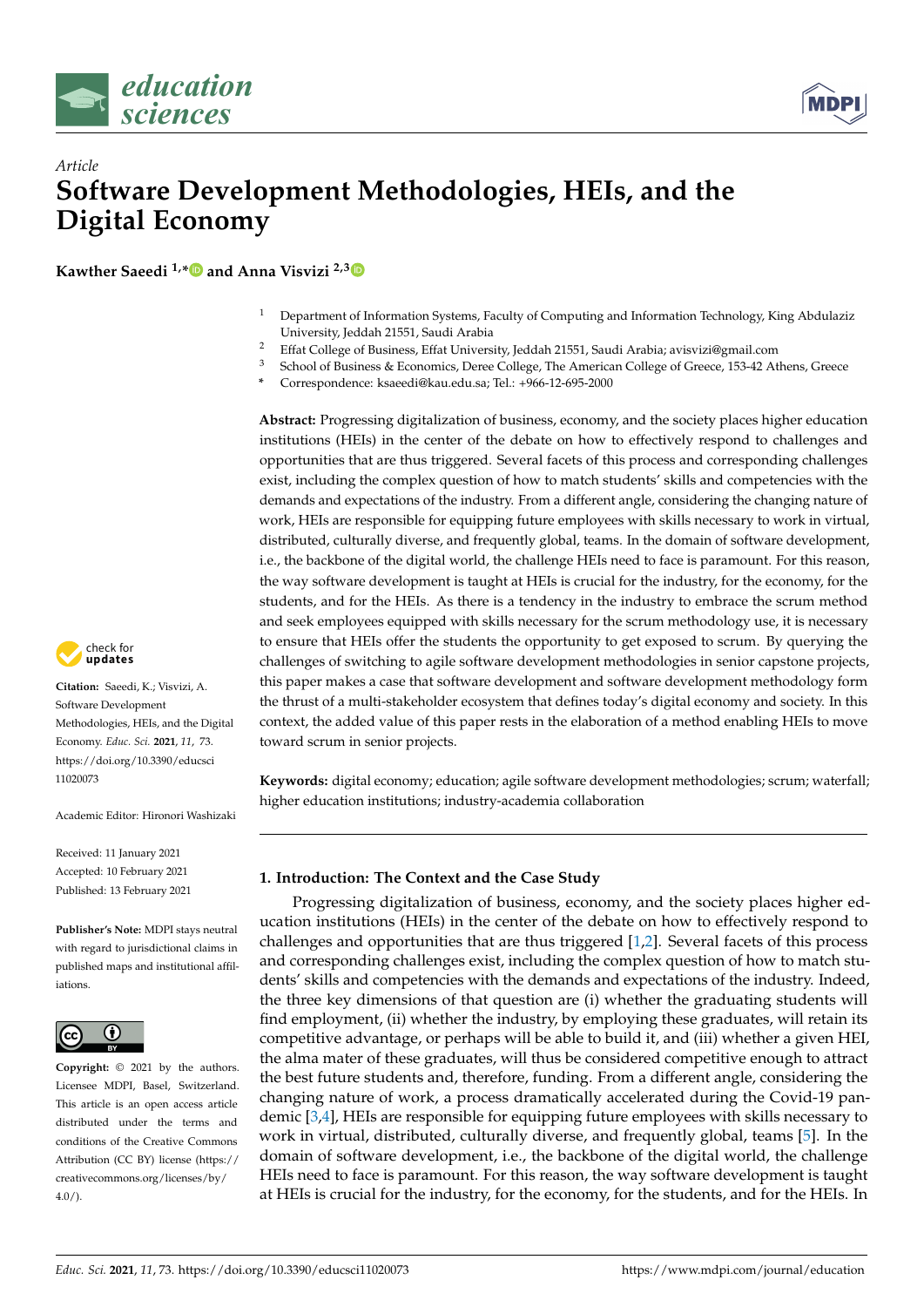*Article*

# Software Development Methodologies, HEIs, and the Digital Economy

**Kawther Saeedi [1,*] and Anna Visvizi [2,3]**

[1] Department of Information Systems, Faculty of Computing and Information Technology, King Abdulaziz University, Jeddah 21551, Saudi Arabia
[2] Effat College of Business, Effat University, Jeddah 21551, Saudi Arabia; avisvizi@gmail.com
[3] School of Business & Economics, Deree College, The American College of Greece, 153-42 Athens, Greece
\* Correspondence: ksaeedi@kau.edu.sa; Tel.: +966-12-695-2000

**Abstract:** Progressing digitalization of business, economy, and the society places higher education institutions (HEIs) in the center of the debate on how to effectively respond to challenges and opportunities that are thus triggered. Several facets of this process and corresponding challenges exist, including the complex question of how to match students' skills and competencies with the demands and expectations of the industry. From a different angle, considering the changing nature of work, HEIs are responsible for equipping future employees with skills necessary to work in virtual, distributed, culturally diverse, and frequently global, teams. In the domain of software development, i.e., the backbone of the digital world, the challenge HEIs need to face is paramount. For this reason, the way software development is taught at HEIs is crucial for the industry, for the economy, for the students, and for the HEIs. As there is a tendency in the industry to embrace the scrum method and seek employees equipped with skills necessary for the scrum methodology use, it is necessary to ensure that HEIs offer the students the opportunity to get exposed to scrum. By querying the challenges of switching to agile software development methodologies in senior capstone projects, this paper makes a case that software development and software development methodology form the thrust of a multi-stakeholder ecosystem that defines today's digital economy and society. In this context, the added value of this paper rests in the elaboration of a method enabling HEIs to move toward scrum in senior projects.

**Keywords:** digital economy; education; agile software development methodologies; scrum; waterfall; higher education institutions; industry-academia collaboration

**Citation:** Saeedi, K.; Visvizi, A. Software Development Methodologies, HEIs, and the Digital Economy. *Educ. Sci.* **2021**, *11*, 73. https://doi.org/10.3390/educsci11020073

Academic Editor: Hironori Washizaki

Received: 11 January 2021
Accepted: 10 February 2021
Published: 13 February 2021

**Publisher's Note:** MDPI stays neutral with regard to jurisdictional claims in published maps and institutional affiliations.

**Copyright:** © 2021 by the authors. Licensee MDPI, Basel, Switzerland. This article is an open access article distributed under the terms and conditions of the Creative Commons Attribution (CC BY) license (https://creativecommons.org/licenses/by/4.0/).

## 1. Introduction: The Context and the Case Study

Progressing digitalization of business, economy, and the society places higher education institutions (HEIs) in the center of the debate on how to effectively respond to challenges and opportunities that are thus triggered [1,2]. Several facets of this process and corresponding challenges exist, including the complex question of how to match students' skills and competencies with the demands and expectations of the industry. Indeed, the three key dimensions of that question are (i) whether the graduating students will find employment, (ii) whether the industry, by employing these graduates, will retain its competitive advantage, or perhaps will be able to build it, and (iii) whether a given HEI, the alma mater of these graduates, will thus be considered competitive enough to attract the best future students and, therefore, funding. From a different angle, considering the changing nature of work, a process dramatically accelerated during the Covid-19 pandemic [3,4], HEIs are responsible for equipping future employees with skills necessary to work in virtual, distributed, culturally diverse, and frequently global, teams [5]. In the domain of software development, i.e., the backbone of the digital world, the challenge HEIs need to face is paramount. For this reason, the way software development is taught at HEIs is crucial for the industry, for the economy, for the students, and for the HEIs. In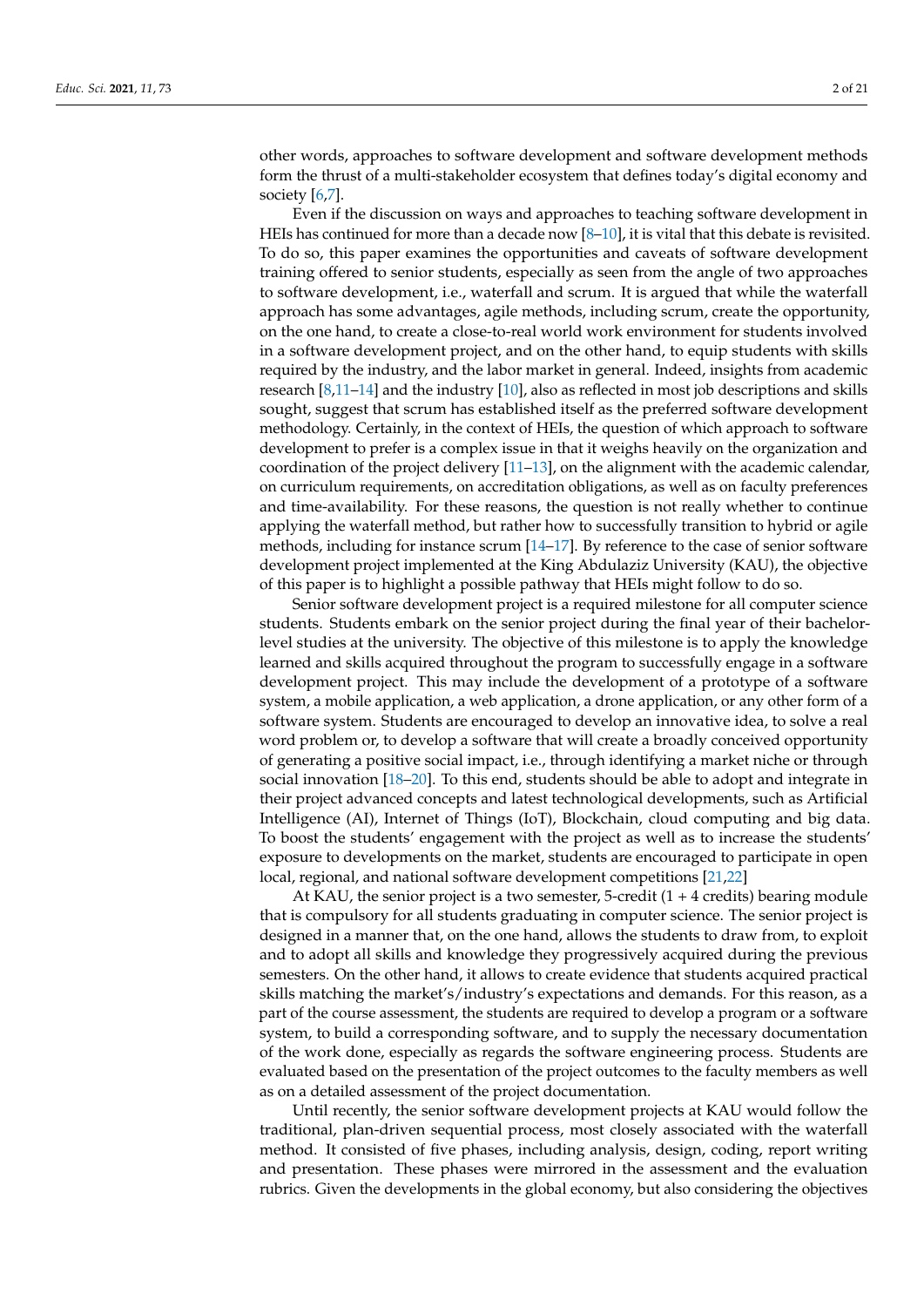other words, approaches to software development and software development methods form the thrust of a multi-stakeholder ecosystem that defines today's digital economy and society [6,7].

Even if the discussion on ways and approaches to teaching software development in HEIs has continued for more than a decade now [8–10], it is vital that this debate is revisited. To do so, this paper examines the opportunities and caveats of software development training offered to senior students, especially as seen from the angle of two approaches to software development, i.e., waterfall and scrum. It is argued that while the waterfall approach has some advantages, agile methods, including scrum, create the opportunity, on the one hand, to create a close-to-real world work environment for students involved in a software development project, and on the other hand, to equip students with skills required by the industry, and the labor market in general. Indeed, insights from academic research [8,11–14] and the industry [10], also as reflected in most job descriptions and skills sought, suggest that scrum has established itself as the preferred software development methodology. Certainly, in the context of HEIs, the question of which approach to software development to prefer is a complex issue in that it weighs heavily on the organization and coordination of the project delivery [11–13], on the alignment with the academic calendar, on curriculum requirements, on accreditation obligations, as well as on faculty preferences and time-availability. For these reasons, the question is not really whether to continue applying the waterfall method, but rather how to successfully transition to hybrid or agile methods, including for instance scrum [14–17]. By reference to the case of senior software development project implemented at the King Abdulaziz University (KAU), the objective of this paper is to highlight a possible pathway that HEIs might follow to do so.

Senior software development project is a required milestone for all computer science students. Students embark on the senior project during the final year of their bachelor-level studies at the university. The objective of this milestone is to apply the knowledge learned and skills acquired throughout the program to successfully engage in a software development project. This may include the development of a prototype of a software system, a mobile application, a web application, a drone application, or any other form of a software system. Students are encouraged to develop an innovative idea, to solve a real word problem or, to develop a software that will create a broadly conceived opportunity of generating a positive social impact, i.e., through identifying a market niche or through social innovation [18–20]. To this end, students should be able to adopt and integrate in their project advanced concepts and latest technological developments, such as Artificial Intelligence (AI), Internet of Things (IoT), Blockchain, cloud computing and big data. To boost the students' engagement with the project as well as to increase the students' exposure to developments on the market, students are encouraged to participate in open local, regional, and national software development competitions [21,22]

At KAU, the senior project is a two semester, 5-credit (1 + 4 credits) bearing module that is compulsory for all students graduating in computer science. The senior project is designed in a manner that, on the one hand, allows the students to draw from, to exploit and to adopt all skills and knowledge they progressively acquired during the previous semesters. On the other hand, it allows to create evidence that students acquired practical skills matching the market's/industry's expectations and demands. For this reason, as a part of the course assessment, the students are required to develop a program or a software system, to build a corresponding software, and to supply the necessary documentation of the work done, especially as regards the software engineering process. Students are evaluated based on the presentation of the project outcomes to the faculty members as well as on a detailed assessment of the project documentation.

Until recently, the senior software development projects at KAU would follow the traditional, plan-driven sequential process, most closely associated with the waterfall method. It consisted of five phases, including analysis, design, coding, report writing and presentation. These phases were mirrored in the assessment and the evaluation rubrics. Given the developments in the global economy, but also considering the objectives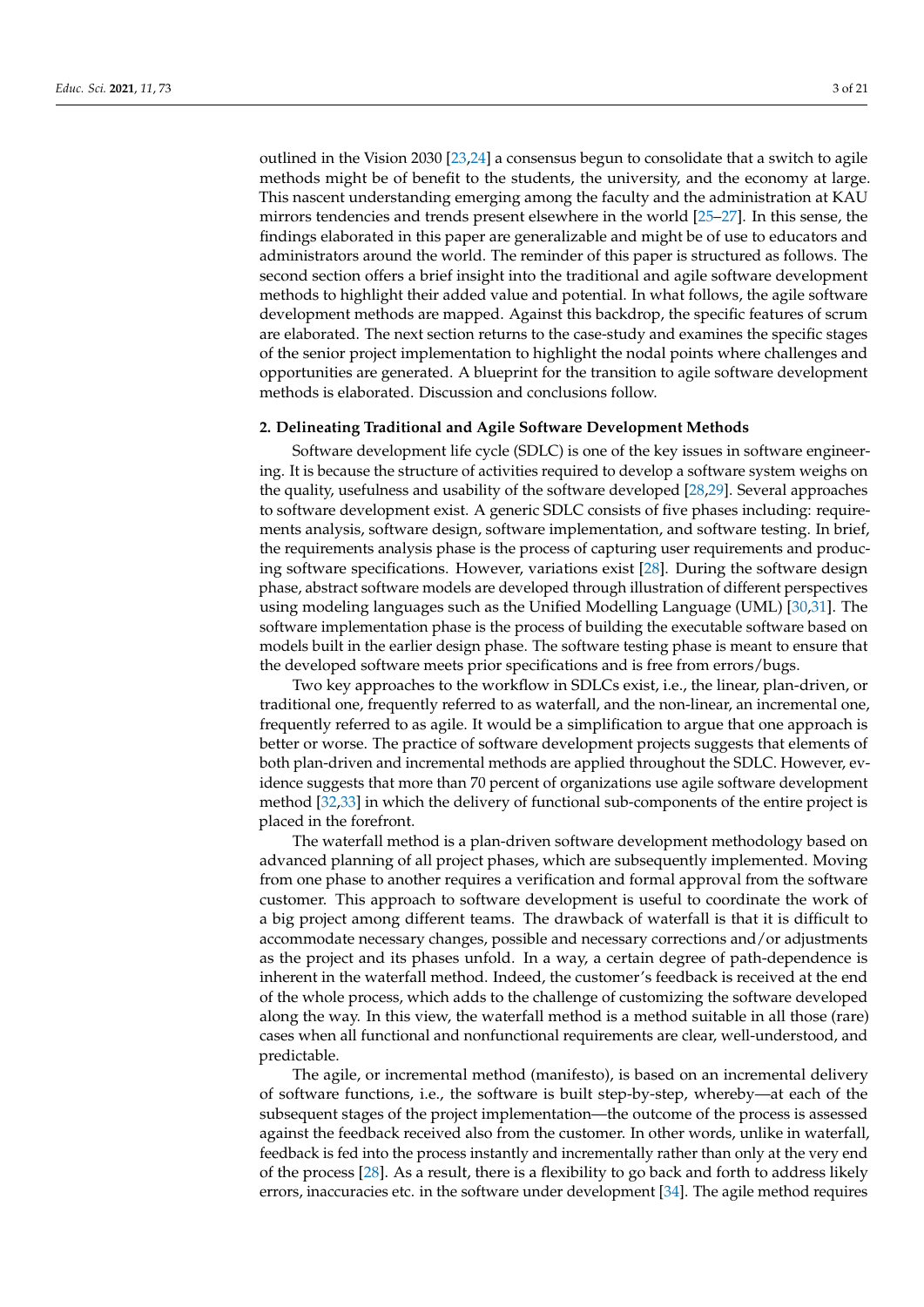outlined in the Vision 2030 [23,24] a consensus begun to consolidate that a switch to agile methods might be of benefit to the students, the university, and the economy at large. This nascent understanding emerging among the faculty and the administration at KAU mirrors tendencies and trends present elsewhere in the world [25–27]. In this sense, the findings elaborated in this paper are generalizable and might be of use to educators and administrators around the world. The reminder of this paper is structured as follows. The second section offers a brief insight into the traditional and agile software development methods to highlight their added value and potential. In what follows, the agile software development methods are mapped. Against this backdrop, the specific features of scrum are elaborated. The next section returns to the case-study and examines the specific stages of the senior project implementation to highlight the nodal points where challenges and opportunities are generated. A blueprint for the transition to agile software development methods is elaborated. Discussion and conclusions follow.

## 2. Delineating Traditional and Agile Software Development Methods

Software development life cycle (SDLC) is one of the key issues in software engineering. It is because the structure of activities required to develop a software system weighs on the quality, usefulness and usability of the software developed [28,29]. Several approaches to software development exist. A generic SDLC consists of five phases including: requirements analysis, software design, software implementation, and software testing. In brief, the requirements analysis phase is the process of capturing user requirements and producing software specifications. However, variations exist [28]. During the software design phase, abstract software models are developed through illustration of different perspectives using modeling languages such as the Unified Modelling Language (UML) [30,31]. The software implementation phase is the process of building the executable software based on models built in the earlier design phase. The software testing phase is meant to ensure that the developed software meets prior specifications and is free from errors/bugs.

Two key approaches to the workflow in SDLCs exist, i.e., the linear, plan-driven, or traditional one, frequently referred to as waterfall, and the non-linear, an incremental one, frequently referred to as agile. It would be a simplification to argue that one approach is better or worse. The practice of software development projects suggests that elements of both plan-driven and incremental methods are applied throughout the SDLC. However, evidence suggests that more than 70 percent of organizations use agile software development method [32,33] in which the delivery of functional sub-components of the entire project is placed in the forefront.

The waterfall method is a plan-driven software development methodology based on advanced planning of all project phases, which are subsequently implemented. Moving from one phase to another requires a verification and formal approval from the software customer. This approach to software development is useful to coordinate the work of a big project among different teams. The drawback of waterfall is that it is difficult to accommodate necessary changes, possible and necessary corrections and/or adjustments as the project and its phases unfold. In a way, a certain degree of path-dependence is inherent in the waterfall method. Indeed, the customer's feedback is received at the end of the whole process, which adds to the challenge of customizing the software developed along the way. In this view, the waterfall method is a method suitable in all those (rare) cases when all functional and nonfunctional requirements are clear, well-understood, and predictable.

The agile, or incremental method (manifesto), is based on an incremental delivery of software functions, i.e., the software is built step-by-step, whereby—at each of the subsequent stages of the project implementation—the outcome of the process is assessed against the feedback received also from the customer. In other words, unlike in waterfall, feedback is fed into the process instantly and incrementally rather than only at the very end of the process [28]. As a result, there is a flexibility to go back and forth to address likely errors, inaccuracies etc. in the software under development [34]. The agile method requires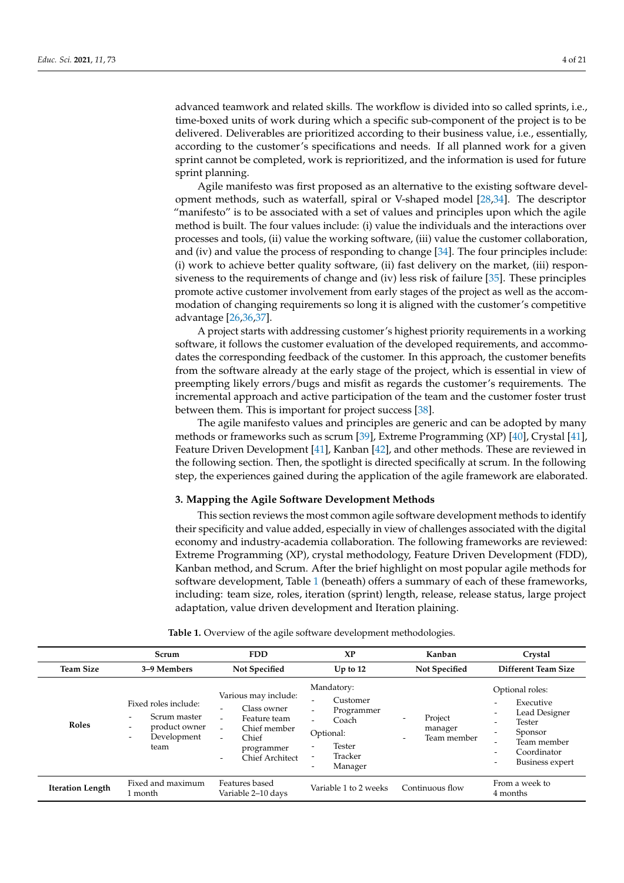advanced teamwork and related skills. The workflow is divided into so called sprints, i.e., time-boxed units of work during which a specific sub-component of the project is to be delivered. Deliverables are prioritized according to their business value, i.e., essentially, according to the customer's specifications and needs. If all planned work for a given sprint cannot be completed, work is reprioritized, and the information is used for future sprint planning.

Agile manifesto was first proposed as an alternative to the existing software development methods, such as waterfall, spiral or V-shaped model [28,34]. The descriptor "manifesto" is to be associated with a set of values and principles upon which the agile method is built. The four values include: (i) value the individuals and the interactions over processes and tools, (ii) value the working software, (iii) value the customer collaboration, and (iv) and value the process of responding to change [34]. The four principles include: (i) work to achieve better quality software, (ii) fast delivery on the market, (iii) responsiveness to the requirements of change and (iv) less risk of failure [35]. These principles promote active customer involvement from early stages of the project as well as the accommodation of changing requirements so long it is aligned with the customer's competitive advantage [26,36,37].

A project starts with addressing customer's highest priority requirements in a working software, it follows the customer evaluation of the developed requirements, and accommodates the corresponding feedback of the customer. In this approach, the customer benefits from the software already at the early stage of the project, which is essential in view of preempting likely errors/bugs and misfit as regards the customer's requirements. The incremental approach and active participation of the team and the customer foster trust between them. This is important for project success [38].

The agile manifesto values and principles are generic and can be adopted by many methods or frameworks such as scrum [39], Extreme Programming (XP) [40], Crystal [41], Feature Driven Development [41], Kanban [42], and other methods. These are reviewed in the following section. Then, the spotlight is directed specifically at scrum. In the following step, the experiences gained during the application of the agile framework are elaborated.

## 3. Mapping the Agile Software Development Methods

This section reviews the most common agile software development methods to identify their specificity and value added, especially in view of challenges associated with the digital economy and industry-academia collaboration. The following frameworks are reviewed: Extreme Programming (XP), crystal methodology, Feature Driven Development (FDD), Kanban method, and Scrum. After the brief highlight on most popular agile methods for software development, Table 1 (beneath) offers a summary of each of these frameworks, including: team size, roles, iteration (sprint) length, release, release status, large project adaptation, value driven development and Iteration plaining.

**Table 1.** Overview of the agile software development methodologies.

| | Scrum | FDD | XP | Kanban | Crystal |
|---|---|---|---|---|---|
| **Team Size** | **3–9 Members** | **Not Specified** | **Up to 12** | **Not Specified** | **Different Team Size** |
| **Roles** | Fixed roles include:<br>- Scrum master<br>- product owner<br>- Development team | Various may include:<br>- Class owner<br>- Feature team<br>- Chief member<br>- Chief programmer<br>- Chief Architect | Mandatory:<br>- Customer<br>- Programmer<br>- Coach<br>Optional:<br>- Tester<br>- Tracker<br>- Manager | - Project manager<br>- Team member | Optional roles:<br>- Executive<br>- Lead Designer<br>- Tester<br>- Sponsor<br>- Team member<br>- Coordinator<br>- Business expert |
| **Iteration Length** | Fixed and maximum 1 month | Features based Variable 2–10 days | Variable 1 to 2 weeks | Continuous flow | From a week to 4 months |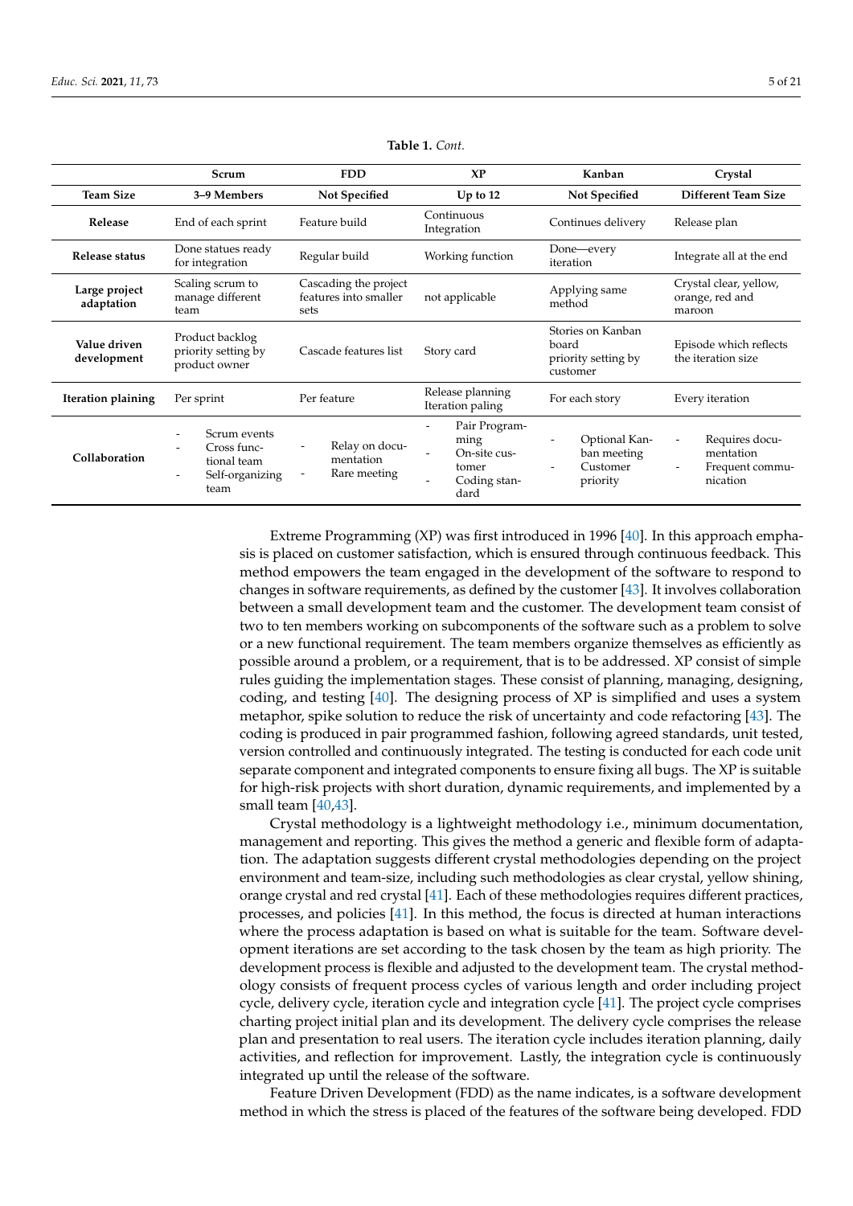**Table 1.** *Cont.*

| | Scrum | FDD | XP | Kanban | Crystal |
|---|---|---|---|---|---|
| **Team Size** | **3–9 Members** | **Not Specified** | **Up to 12** | **Not Specified** | **Different Team Size** |
| **Release** | End of each sprint | Feature build | Continuous Integration | Continues delivery | Release plan |
| **Release status** | Done statues ready for integration | Regular build | Working function | Done—every iteration | Integrate all at the end |
| **Large project adaptation** | Scaling scrum to manage different team | Cascading the project features into smaller sets | not applicable | Applying same method | Crystal clear, yellow, orange, red and maroon |
| **Value driven development** | Product backlog priority setting by product owner | Cascade features list | Story card | Stories on Kanban board priority setting by customer | Episode which reflects the iteration size |
| **Iteration plaining** | Per sprint | Per feature | Release planning Iteration paling | For each story | Every iteration |
| **Collaboration** | - Scrum events<br>- Cross functional team<br>- Self-organizing team | - Relay on documentation<br>- Rare meeting | - Pair Programming<br>- On-site customer<br>- Coding standard | - Optional Kanban meeting<br>- Customer priority | - Requires documentation<br>- Frequent communication |

Extreme Programming (XP) was first introduced in 1996 [40]. In this approach emphasis is placed on customer satisfaction, which is ensured through continuous feedback. This method empowers the team engaged in the development of the software to respond to changes in software requirements, as defined by the customer [43]. It involves collaboration between a small development team and the customer. The development team consist of two to ten members working on subcomponents of the software such as a problem to solve or a new functional requirement. The team members organize themselves as efficiently as possible around a problem, or a requirement, that is to be addressed. XP consist of simple rules guiding the implementation stages. These consist of planning, managing, designing, coding, and testing [40]. The designing process of XP is simplified and uses a system metaphor, spike solution to reduce the risk of uncertainty and code refactoring [43]. The coding is produced in pair programmed fashion, following agreed standards, unit tested, version controlled and continuously integrated. The testing is conducted for each code unit separate component and integrated components to ensure fixing all bugs. The XP is suitable for high-risk projects with short duration, dynamic requirements, and implemented by a small team [40,43].

Crystal methodology is a lightweight methodology i.e., minimum documentation, management and reporting. This gives the method a generic and flexible form of adaptation. The adaptation suggests different crystal methodologies depending on the project environment and team-size, including such methodologies as clear crystal, yellow shining, orange crystal and red crystal [41]. Each of these methodologies requires different practices, processes, and policies [41]. In this method, the focus is directed at human interactions where the process adaptation is based on what is suitable for the team. Software development iterations are set according to the task chosen by the team as high priority. The development process is flexible and adjusted to the development team. The crystal methodology consists of frequent process cycles of various length and order including project cycle, delivery cycle, iteration cycle and integration cycle [41]. The project cycle comprises charting project initial plan and its development. The delivery cycle comprises the release plan and presentation to real users. The iteration cycle includes iteration planning, daily activities, and reflection for improvement. Lastly, the integration cycle is continuously integrated up until the release of the software.

Feature Driven Development (FDD) as the name indicates, is a software development method in which the stress is placed of the features of the software being developed. FDD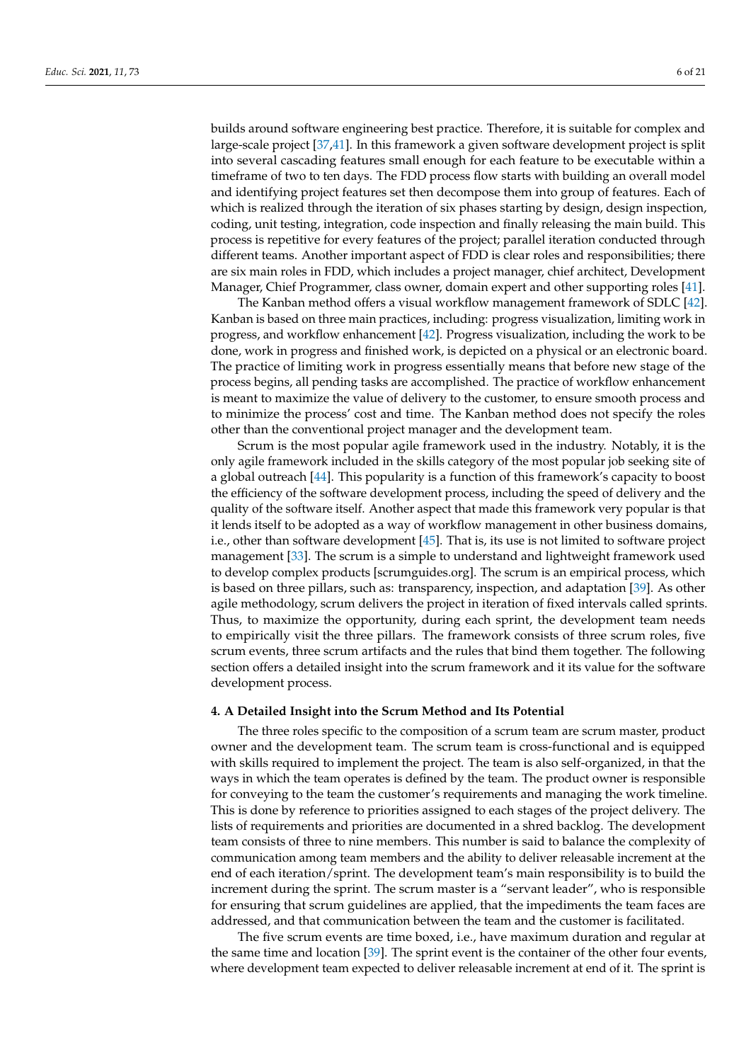builds around software engineering best practice. Therefore, it is suitable for complex and large-scale project [37,41]. In this framework a given software development project is split into several cascading features small enough for each feature to be executable within a timeframe of two to ten days. The FDD process flow starts with building an overall model and identifying project features set then decompose them into group of features. Each of which is realized through the iteration of six phases starting by design, design inspection, coding, unit testing, integration, code inspection and finally releasing the main build. This process is repetitive for every features of the project; parallel iteration conducted through different teams. Another important aspect of FDD is clear roles and responsibilities; there are six main roles in FDD, which includes a project manager, chief architect, Development Manager, Chief Programmer, class owner, domain expert and other supporting roles [41].

The Kanban method offers a visual workflow management framework of SDLC [42]. Kanban is based on three main practices, including: progress visualization, limiting work in progress, and workflow enhancement [42]. Progress visualization, including the work to be done, work in progress and finished work, is depicted on a physical or an electronic board. The practice of limiting work in progress essentially means that before new stage of the process begins, all pending tasks are accomplished. The practice of workflow enhancement is meant to maximize the value of delivery to the customer, to ensure smooth process and to minimize the process' cost and time. The Kanban method does not specify the roles other than the conventional project manager and the development team.

Scrum is the most popular agile framework used in the industry. Notably, it is the only agile framework included in the skills category of the most popular job seeking site of a global outreach [44]. This popularity is a function of this framework's capacity to boost the efficiency of the software development process, including the speed of delivery and the quality of the software itself. Another aspect that made this framework very popular is that it lends itself to be adopted as a way of workflow management in other business domains, i.e., other than software development [45]. That is, its use is not limited to software project management [33]. The scrum is a simple to understand and lightweight framework used to develop complex products [scrumguides.org]. The scrum is an empirical process, which is based on three pillars, such as: transparency, inspection, and adaptation [39]. As other agile methodology, scrum delivers the project in iteration of fixed intervals called sprints. Thus, to maximize the opportunity, during each sprint, the development team needs to empirically visit the three pillars. The framework consists of three scrum roles, five scrum events, three scrum artifacts and the rules that bind them together. The following section offers a detailed insight into the scrum framework and it its value for the software development process.

## 4. A Detailed Insight into the Scrum Method and Its Potential

The three roles specific to the composition of a scrum team are scrum master, product owner and the development team. The scrum team is cross-functional and is equipped with skills required to implement the project. The team is also self-organized, in that the ways in which the team operates is defined by the team. The product owner is responsible for conveying to the team the customer's requirements and managing the work timeline. This is done by reference to priorities assigned to each stages of the project delivery. The lists of requirements and priorities are documented in a shred backlog. The development team consists of three to nine members. This number is said to balance the complexity of communication among team members and the ability to deliver releasable increment at the end of each iteration/sprint. The development team's main responsibility is to build the increment during the sprint. The scrum master is a "servant leader", who is responsible for ensuring that scrum guidelines are applied, that the impediments the team faces are addressed, and that communication between the team and the customer is facilitated.

The five scrum events are time boxed, i.e., have maximum duration and regular at the same time and location [39]. The sprint event is the container of the other four events, where development team expected to deliver releasable increment at end of it. The sprint is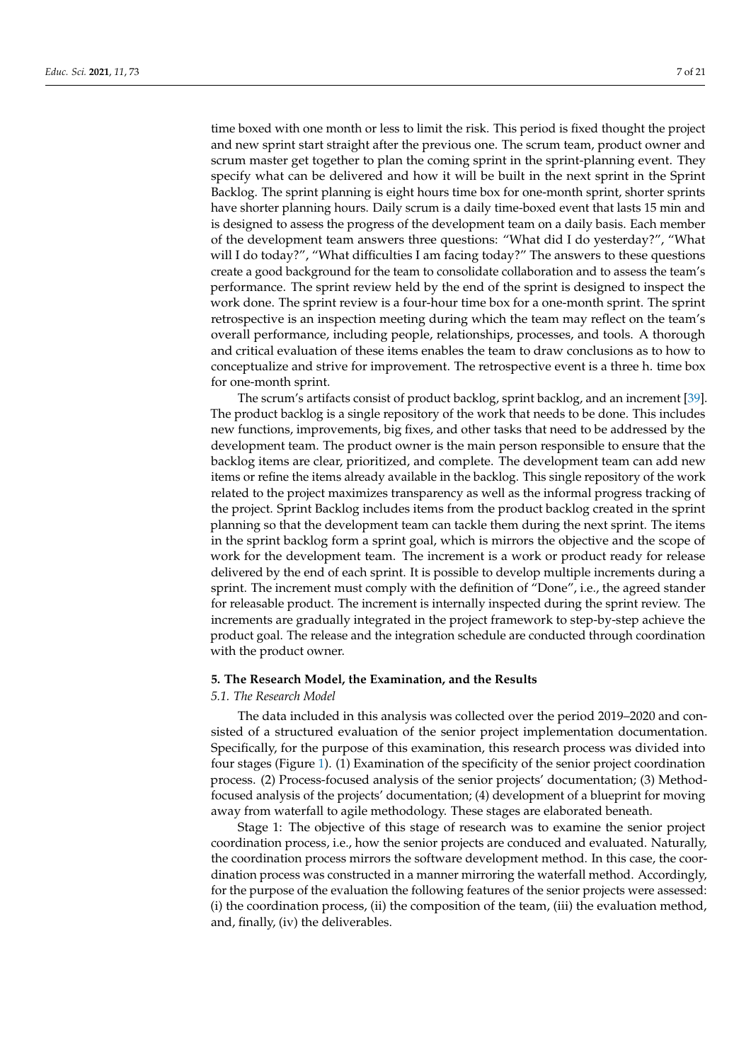time boxed with one month or less to limit the risk. This period is fixed thought the project and new sprint start straight after the previous one. The scrum team, product owner and scrum master get together to plan the coming sprint in the sprint-planning event. They specify what can be delivered and how it will be built in the next sprint in the Sprint Backlog. The sprint planning is eight hours time box for one-month sprint, shorter sprints have shorter planning hours. Daily scrum is a daily time-boxed event that lasts 15 min and is designed to assess the progress of the development team on a daily basis. Each member of the development team answers three questions: "What did I do yesterday?", "What will I do today?", "What difficulties I am facing today?" The answers to these questions create a good background for the team to consolidate collaboration and to assess the team's performance. The sprint review held by the end of the sprint is designed to inspect the work done. The sprint review is a four-hour time box for a one-month sprint. The sprint retrospective is an inspection meeting during which the team may reflect on the team's overall performance, including people, relationships, processes, and tools. A thorough and critical evaluation of these items enables the team to draw conclusions as to how to conceptualize and strive for improvement. The retrospective event is a three h. time box for one-month sprint.

The scrum's artifacts consist of product backlog, sprint backlog, and an increment [39]. The product backlog is a single repository of the work that needs to be done. This includes new functions, improvements, big fixes, and other tasks that need to be addressed by the development team. The product owner is the main person responsible to ensure that the backlog items are clear, prioritized, and complete. The development team can add new items or refine the items already available in the backlog. This single repository of the work related to the project maximizes transparency as well as the informal progress tracking of the project. Sprint Backlog includes items from the product backlog created in the sprint planning so that the development team can tackle them during the next sprint. The items in the sprint backlog form a sprint goal, which is mirrors the objective and the scope of work for the development team. The increment is a work or product ready for release delivered by the end of each sprint. It is possible to develop multiple increments during a sprint. The increment must comply with the definition of "Done", i.e., the agreed stander for releasable product. The increment is internally inspected during the sprint review. The increments are gradually integrated in the project framework to step-by-step achieve the product goal. The release and the integration schedule are conducted through coordination with the product owner.

## 5. The Research Model, the Examination, and the Results

### 5.1. The Research Model

The data included in this analysis was collected over the period 2019–2020 and consisted of a structured evaluation of the senior project implementation documentation. Specifically, for the purpose of this examination, this research process was divided into four stages (Figure 1). (1) Examination of the specificity of the senior project coordination process. (2) Process-focused analysis of the senior projects' documentation; (3) Method-focused analysis of the projects' documentation; (4) development of a blueprint for moving away from waterfall to agile methodology. These stages are elaborated beneath.

Stage 1: The objective of this stage of research was to examine the senior project coordination process, i.e., how the senior projects are conduced and evaluated. Naturally, the coordination process mirrors the software development method. In this case, the coordination process was constructed in a manner mirroring the waterfall method. Accordingly, for the purpose of the evaluation the following features of the senior projects were assessed: (i) the coordination process, (ii) the composition of the team, (iii) the evaluation method, and, finally, (iv) the deliverables.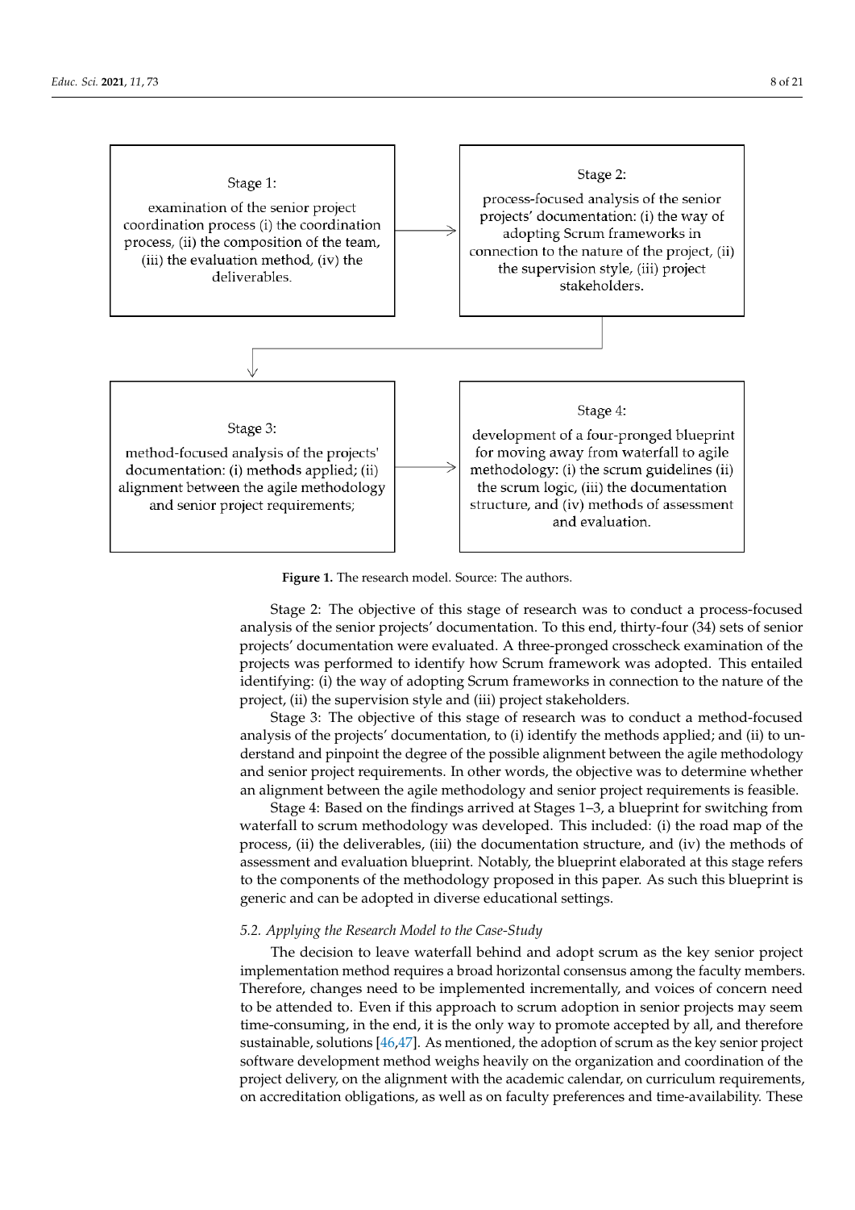Stage 1:

examination of the senior project coordination process (i) the coordination process, (ii) the composition of the team, (iii) the evaluation method, (iv) the deliverables.

Stage 2:

process-focused analysis of the senior projects' documentation: (i) the way of adopting Scrum frameworks in connection to the nature of the project, (ii) the supervision style, (iii) project stakeholders.

Stage 3:

method-focused analysis of the projects' documentation: (i) methods applied; (ii) alignment between the agile methodology and senior project requirements;

Stage 4:

development of a four-pronged blueprint for moving away from waterfall to agile methodology: (i) the scrum guidelines (ii) the scrum logic, (iii) the documentation structure, and (iv) methods of assessment and evaluation.

**Figure 1.** The research model. Source: The authors.

Stage 2: The objective of this stage of research was to conduct a process-focused analysis of the senior projects' documentation. To this end, thirty-four (34) sets of senior projects' documentation were evaluated. A three-pronged crosscheck examination of the projects was performed to identify how Scrum framework was adopted. This entailed identifying: (i) the way of adopting Scrum frameworks in connection to the nature of the project, (ii) the supervision style and (iii) project stakeholders.

Stage 3: The objective of this stage of research was to conduct a method-focused analysis of the projects' documentation, to (i) identify the methods applied; and (ii) to understand and pinpoint the degree of the possible alignment between the agile methodology and senior project requirements. In other words, the objective was to determine whether an alignment between the agile methodology and senior project requirements is feasible.

Stage 4: Based on the findings arrived at Stages 1–3, a blueprint for switching from waterfall to scrum methodology was developed. This included: (i) the road map of the process, (ii) the deliverables, (iii) the documentation structure, and (iv) the methods of assessment and evaluation blueprint. Notably, the blueprint elaborated at this stage refers to the components of the methodology proposed in this paper. As such this blueprint is generic and can be adopted in diverse educational settings.

### *5.2. Applying the Research Model to the Case-Study*

The decision to leave waterfall behind and adopt scrum as the key senior project implementation method requires a broad horizontal consensus among the faculty members. Therefore, changes need to be implemented incrementally, and voices of concern need to be attended to. Even if this approach to scrum adoption in senior projects may seem time-consuming, in the end, it is the only way to promote accepted by all, and therefore sustainable, solutions [46,47]. As mentioned, the adoption of scrum as the key senior project software development method weighs heavily on the organization and coordination of the project delivery, on the alignment with the academic calendar, on curriculum requirements, on accreditation obligations, as well as on faculty preferences and time-availability. These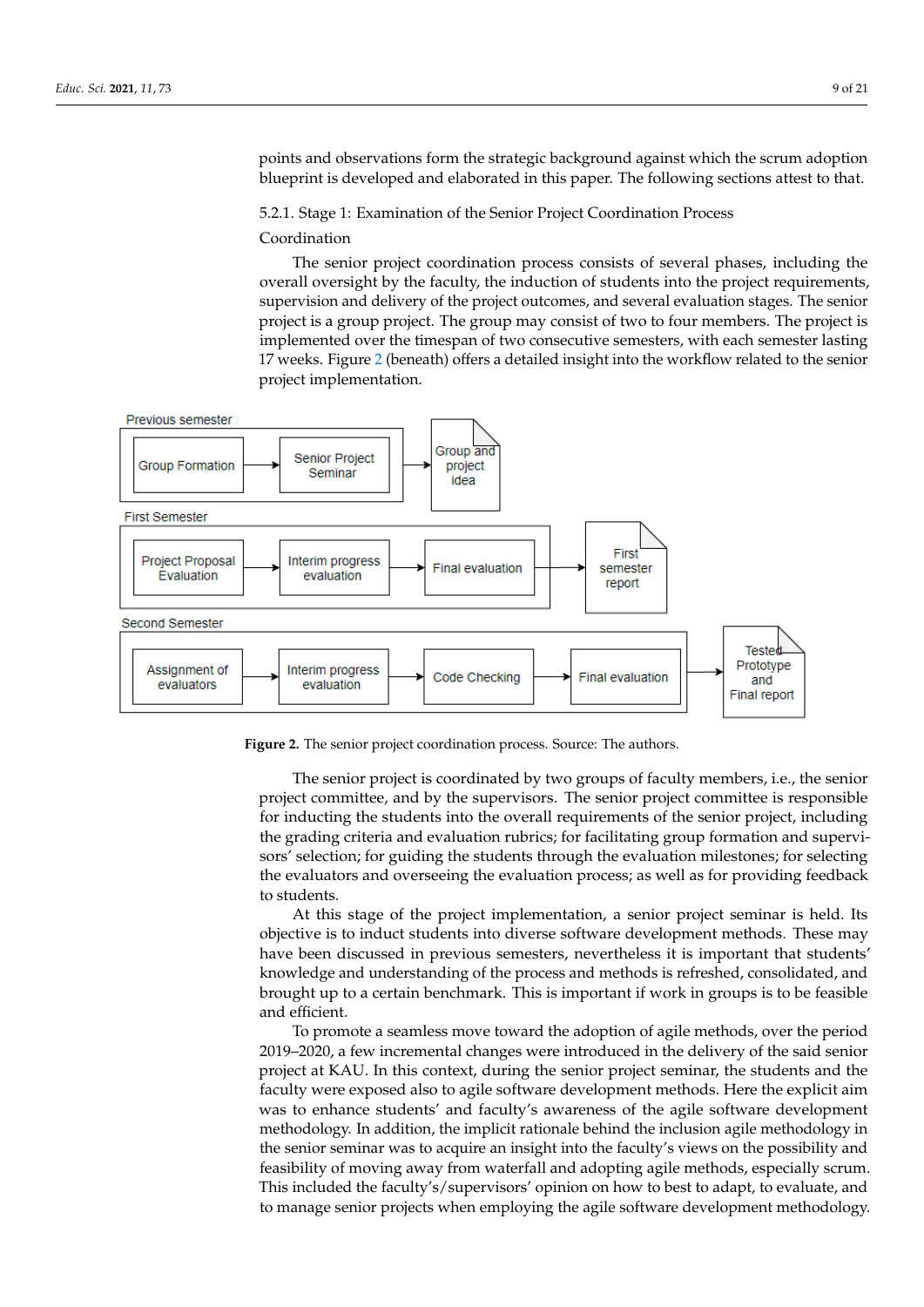points and observations form the strategic background against which the scrum adoption blueprint is developed and elaborated in this paper. The following sections attest to that.

#### 5.2.1. Stage 1: Examination of the Senior Project Coordination Process

Coordination

The senior project coordination process consists of several phases, including the overall oversight by the faculty, the induction of students into the project requirements, supervision and delivery of the project outcomes, and several evaluation stages. The senior project is a group project. The group may consist of two to four members. The project is implemented over the timespan of two consecutive semesters, with each semester lasting 17 weeks. Figure 2 (beneath) offers a detailed insight into the workflow related to the senior project implementation.

Previous semester: Group Formation → Senior Project Seminar → Group and project idea

First Semester: Project Proposal Evaluation → Interim progress evaluation → Final evaluation → First semester report

Second Semester: Assignment of evaluators → Interim progress evaluation → Code Checking → Final evaluation → Tested Prototype and Final report

**Figure 2.** The senior project coordination process. Source: The authors.

The senior project is coordinated by two groups of faculty members, i.e., the senior project committee, and by the supervisors. The senior project committee is responsible for inducting the students into the overall requirements of the senior project, including the grading criteria and evaluation rubrics; for facilitating group formation and supervisors' selection; for guiding the students through the evaluation milestones; for selecting the evaluators and overseeing the evaluation process; as well as for providing feedback to students.

At this stage of the project implementation, a senior project seminar is held. Its objective is to induct students into diverse software development methods. These may have been discussed in previous semesters, nevertheless it is important that students' knowledge and understanding of the process and methods is refreshed, consolidated, and brought up to a certain benchmark. This is important if work in groups is to be feasible and efficient.

To promote a seamless move toward the adoption of agile methods, over the period 2019–2020, a few incremental changes were introduced in the delivery of the said senior project at KAU. In this context, during the senior project seminar, the students and the faculty were exposed also to agile software development methods. Here the explicit aim was to enhance students' and faculty's awareness of the agile software development methodology. In addition, the implicit rationale behind the inclusion agile methodology in the senior seminar was to acquire an insight into the faculty's views on the possibility and feasibility of moving away from waterfall and adopting agile methods, especially scrum. This included the faculty's/supervisors' opinion on how to best to adapt, to evaluate, and to manage senior projects when employing the agile software development methodology.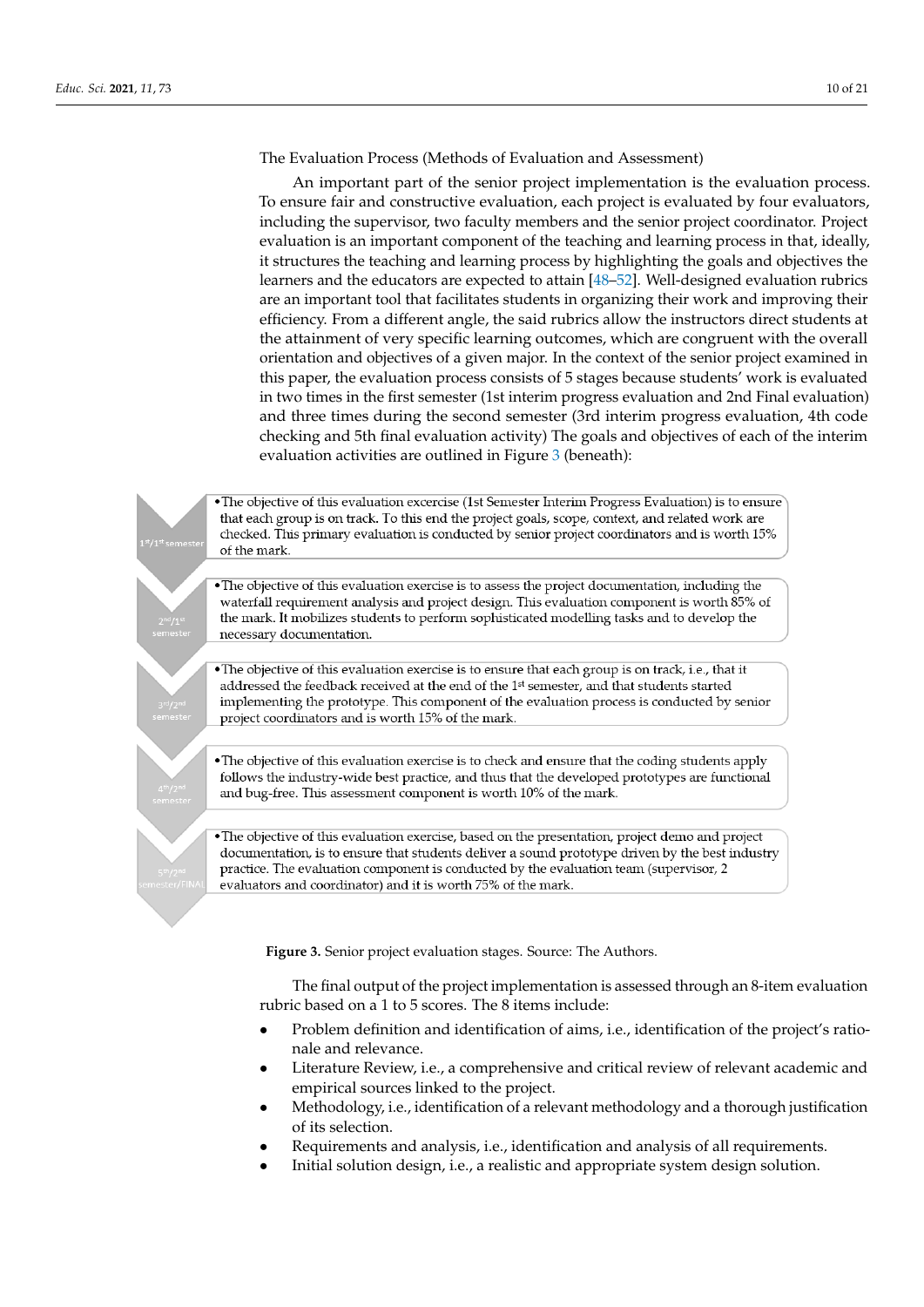The Evaluation Process (Methods of Evaluation and Assessment)

An important part of the senior project implementation is the evaluation process. To ensure fair and constructive evaluation, each project is evaluated by four evaluators, including the supervisor, two faculty members and the senior project coordinator. Project evaluation is an important component of the teaching and learning process in that, ideally, it structures the teaching and learning process by highlighting the goals and objectives the learners and the educators are expected to attain [48–52]. Well-designed evaluation rubrics are an important tool that facilitates students in organizing their work and improving their efficiency. From a different angle, the said rubrics allow the instructors direct students at the attainment of very specific learning outcomes, which are congruent with the overall orientation and objectives of a given major. In the context of the senior project examined in this paper, the evaluation process consists of 5 stages because students' work is evaluated in two times in the first semester (1st interim progress evaluation and 2nd Final evaluation) and three times during the second semester (3rd interim progress evaluation, 4th code checking and 5th final evaluation activity) The goals and objectives of each of the interim evaluation activities are outlined in Figure 3 (beneath):

| Stage | Description |
| --- | --- |
| 1st/1st semester | The objective of this evaluation excercise (1st Semester Interim Progress Evaluation) is to ensure that each group is on track. To this end the project goals, scope, context, and related work are checked. This primary evaluation is conducted by senior project coordinators and is worth 15% of the mark. |
| 2nd/1st semester | The objective of this evaluation exercise is to assess the project documentation, including the waterfall requirement analysis and project design. This evaluation component is worth 85% of the mark. It mobilizes students to perform sophisticated modelling tasks and to develop the necessary documentation. |
| 3rd/2nd semester | The objective of this evaluation exercise is to ensure that each group is on track, i.e., that it addressed the feedback received at the end of the 1st semester, and that students started implementing the prototype. This component of the evaluation process is conducted by senior project coordinators and is worth 15% of the mark. |
| 4th/2nd semester | The objective of this evaluation exercise is to check and ensure that the coding students apply follows the industry-wide best practice, and thus that the developed prototypes are functional and bug-free. This assessment component is worth 10% of the mark. |
| 5th/2nd semester/FINAL | The objective of this evaluation exercise, based on the presentation, project demo and project documentation, is to ensure that students deliver a sound prototype driven by the best industry practice. The evaluation component is conducted by the evaluation team (supervisor, 2 evaluators and coordinator) and it is worth 75% of the mark. |

**Figure 3.** Senior project evaluation stages. Source: The Authors.

The final output of the project implementation is assessed through an 8-item evaluation rubric based on a 1 to 5 scores. The 8 items include:

- Problem definition and identification of aims, i.e., identification of the project's rationale and relevance.
- Literature Review, i.e., a comprehensive and critical review of relevant academic and empirical sources linked to the project.
- Methodology, i.e., identification of a relevant methodology and a thorough justification of its selection.
- Requirements and analysis, i.e., identification and analysis of all requirements.
- Initial solution design, i.e., a realistic and appropriate system design solution.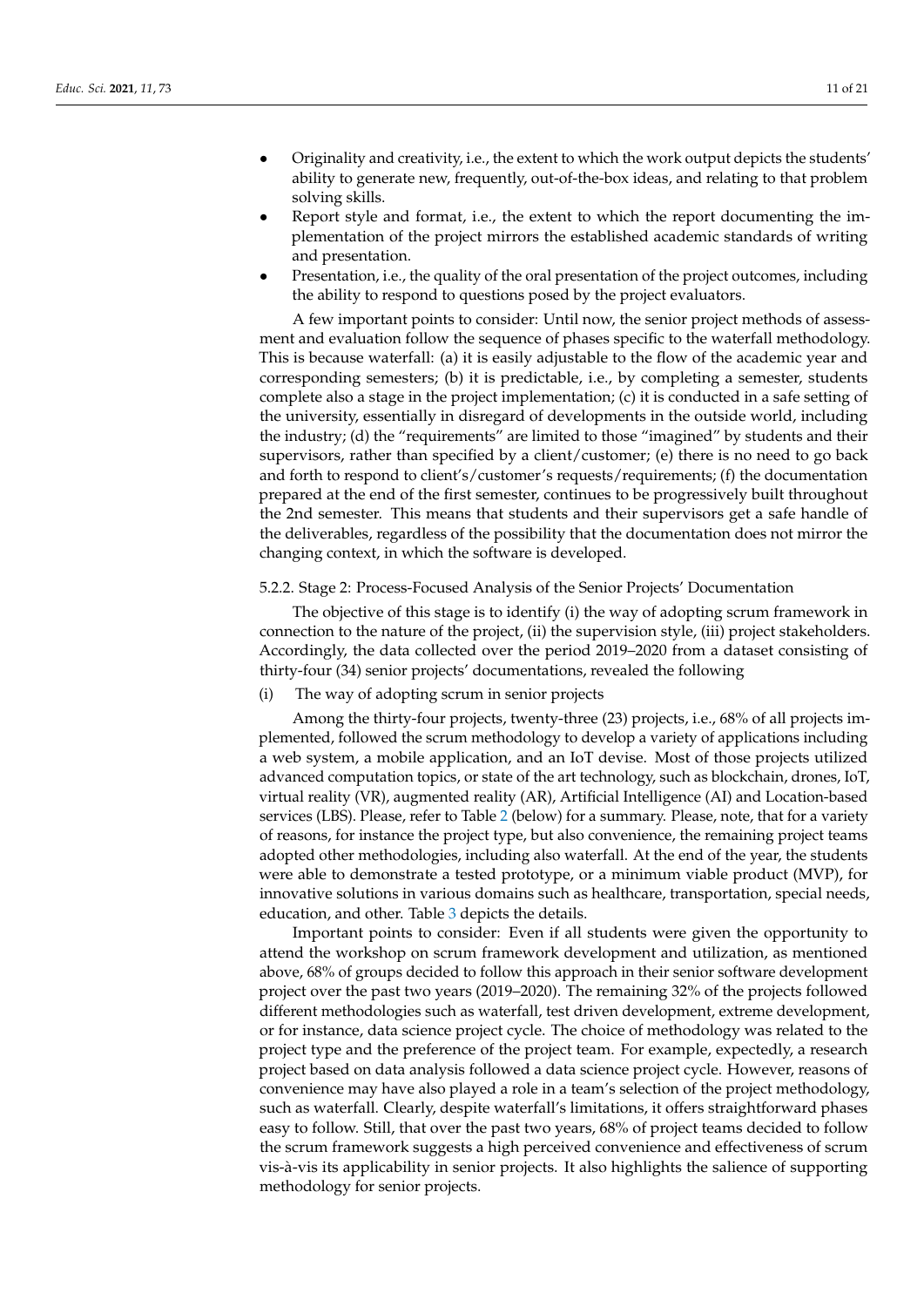- Originality and creativity, i.e., the extent to which the work output depicts the students' ability to generate new, frequently, out-of-the-box ideas, and relating to that problem solving skills.
- Report style and format, i.e., the extent to which the report documenting the implementation of the project mirrors the established academic standards of writing and presentation.
- Presentation, i.e., the quality of the oral presentation of the project outcomes, including the ability to respond to questions posed by the project evaluators.

A few important points to consider: Until now, the senior project methods of assessment and evaluation follow the sequence of phases specific to the waterfall methodology. This is because waterfall: (a) it is easily adjustable to the flow of the academic year and corresponding semesters; (b) it is predictable, i.e., by completing a semester, students complete also a stage in the project implementation; (c) it is conducted in a safe setting of the university, essentially in disregard of developments in the outside world, including the industry; (d) the "requirements" are limited to those "imagined" by students and their supervisors, rather than specified by a client/customer; (e) there is no need to go back and forth to respond to client's/customer's requests/requirements; (f) the documentation prepared at the end of the first semester, continues to be progressively built throughout the 2nd semester. This means that students and their supervisors get a safe handle of the deliverables, regardless of the possibility that the documentation does not mirror the changing context, in which the software is developed.

#### 5.2.2. Stage 2: Process-Focused Analysis of the Senior Projects' Documentation

The objective of this stage is to identify (i) the way of adopting scrum framework in connection to the nature of the project, (ii) the supervision style, (iii) project stakeholders. Accordingly, the data collected over the period 2019–2020 from a dataset consisting of thirty-four (34) senior projects' documentations, revealed the following

(i) The way of adopting scrum in senior projects

Among the thirty-four projects, twenty-three (23) projects, i.e., 68% of all projects implemented, followed the scrum methodology to develop a variety of applications including a web system, a mobile application, and an IoT devise. Most of those projects utilized advanced computation topics, or state of the art technology, such as blockchain, drones, IoT, virtual reality (VR), augmented reality (AR), Artificial Intelligence (AI) and Location-based services (LBS). Please, refer to Table 2 (below) for a summary. Please, note, that for a variety of reasons, for instance the project type, but also convenience, the remaining project teams adopted other methodologies, including also waterfall. At the end of the year, the students were able to demonstrate a tested prototype, or a minimum viable product (MVP), for innovative solutions in various domains such as healthcare, transportation, special needs, education, and other. Table 3 depicts the details.

Important points to consider: Even if all students were given the opportunity to attend the workshop on scrum framework development and utilization, as mentioned above, 68% of groups decided to follow this approach in their senior software development project over the past two years (2019–2020). The remaining 32% of the projects followed different methodologies such as waterfall, test driven development, extreme development, or for instance, data science project cycle. The choice of methodology was related to the project type and the preference of the project team. For example, expectedly, a research project based on data analysis followed a data science project cycle. However, reasons of convenience may have also played a role in a team's selection of the project methodology, such as waterfall. Clearly, despite waterfall's limitations, it offers straightforward phases easy to follow. Still, that over the past two years, 68% of project teams decided to follow the scrum framework suggests a high perceived convenience and effectiveness of scrum vis-à-vis its applicability in senior projects. It also highlights the salience of supporting methodology for senior projects.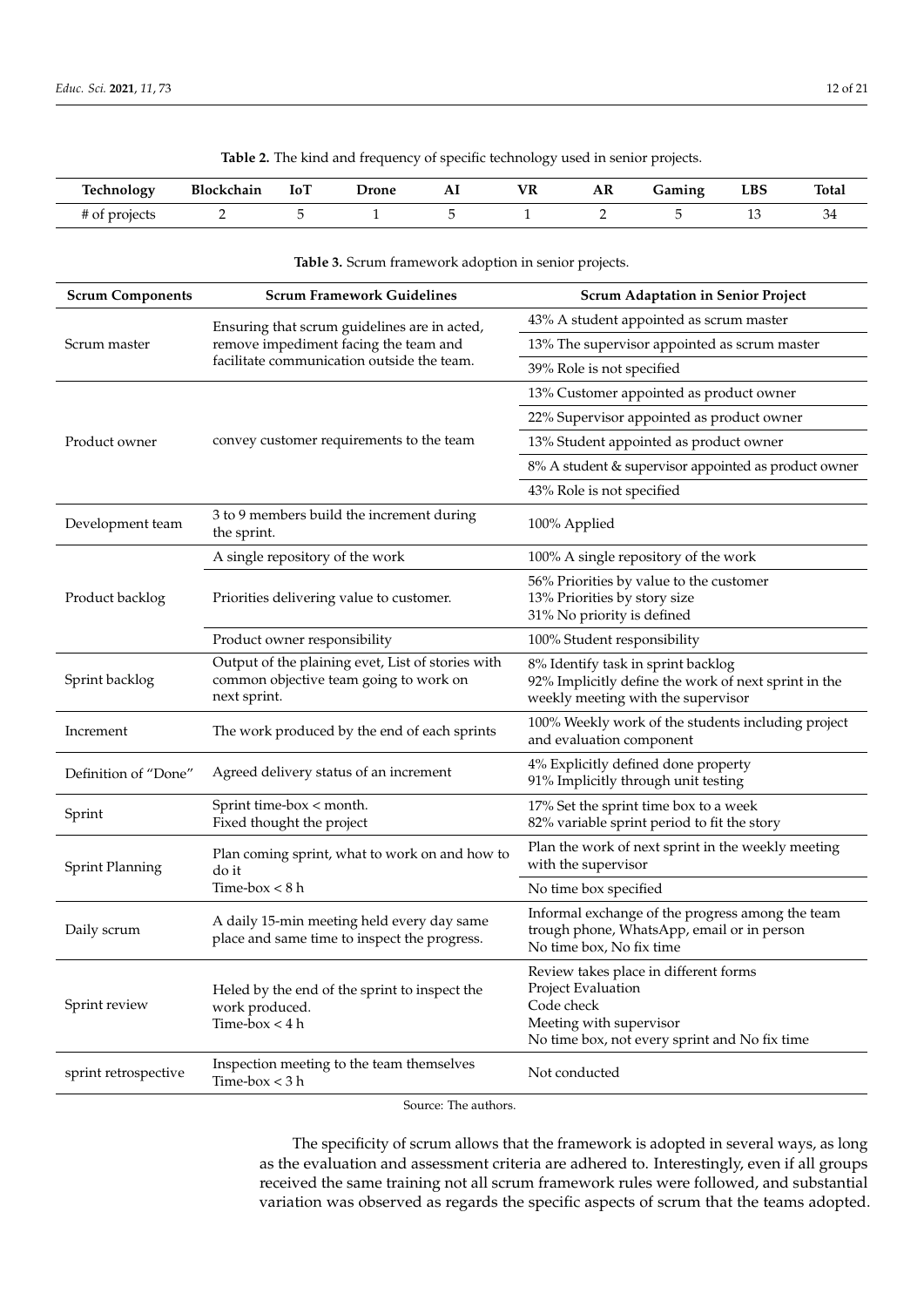**Table 2.** The kind and frequency of specific technology used in senior projects.

| Technology | Blockchain | IoT | Drone | AI | VR | AR | Gaming | LBS | Total |
|---|---|---|---|---|---|---|---|---|---|
| # of projects | 2 | 5 | 1 | 5 | 1 | 2 | 5 | 13 | 34 |

**Table 3.** Scrum framework adoption in senior projects.

| Scrum Components | Scrum Framework Guidelines | Scrum Adaptation in Senior Project |
|---|---|---|
| Scrum master | Ensuring that scrum guidelines are in acted, remove impediment facing the team and facilitate communication outside the team. | 43% A student appointed as scrum master |
| | | 13% The supervisor appointed as scrum master |
| | | 39% Role is not specified |
| Product owner | convey customer requirements to the team | 13% Customer appointed as product owner |
| | | 22% Supervisor appointed as product owner |
| | | 13% Student appointed as product owner |
| | | 8% A student & supervisor appointed as product owner |
| | | 43% Role is not specified |
| Development team | 3 to 9 members build the increment during the sprint. | 100% Applied |
| Product backlog | A single repository of the work | 100% A single repository of the work |
| | Priorities delivering value to customer. | 56% Priorities by value to the customer<br>13% Priorities by story size<br>31% No priority is defined |
| | Product owner responsibility | 100% Student responsibility |
| Sprint backlog | Output of the plaining evet, List of stories with common objective team going to work on next sprint. | 8% Identify task in sprint backlog<br>92% Implicitly define the work of next sprint in the weekly meeting with the supervisor |
| Increment | The work produced by the end of each sprints | 100% Weekly work of the students including project and evaluation component |
| Definition of "Done" | Agreed delivery status of an increment | 4% Explicitly defined done property<br>91% Implicitly through unit testing |
| Sprint | Sprint time-box < month.<br>Fixed thought the project | 17% Set the sprint time box to a week<br>82% variable sprint period to fit the story |
| Sprint Planning | Plan coming sprint, what to work on and how to do it<br>Time-box < 8 h | Plan the work of next sprint in the weekly meeting with the supervisor |
| | | No time box specified |
| Daily scrum | A daily 15-min meeting held every day same place and same time to inspect the progress. | Informal exchange of the progress among the team trough phone, WhatsApp, email or in person<br>No time box, No fix time |
| Sprint review | Heled by the end of the sprint to inspect the work produced.<br>Time-box < 4 h | Review takes place in different forms<br>Project Evaluation<br>Code check<br>Meeting with supervisor<br>No time box, not every sprint and No fix time |
| sprint retrospective | Inspection meeting to the team themselves<br>Time-box < 3 h | Not conducted |

Source: The authors.

The specificity of scrum allows that the framework is adopted in several ways, as long as the evaluation and assessment criteria are adhered to. Interestingly, even if all groups received the same training not all scrum framework rules were followed, and substantial variation was observed as regards the specific aspects of scrum that the teams adopted.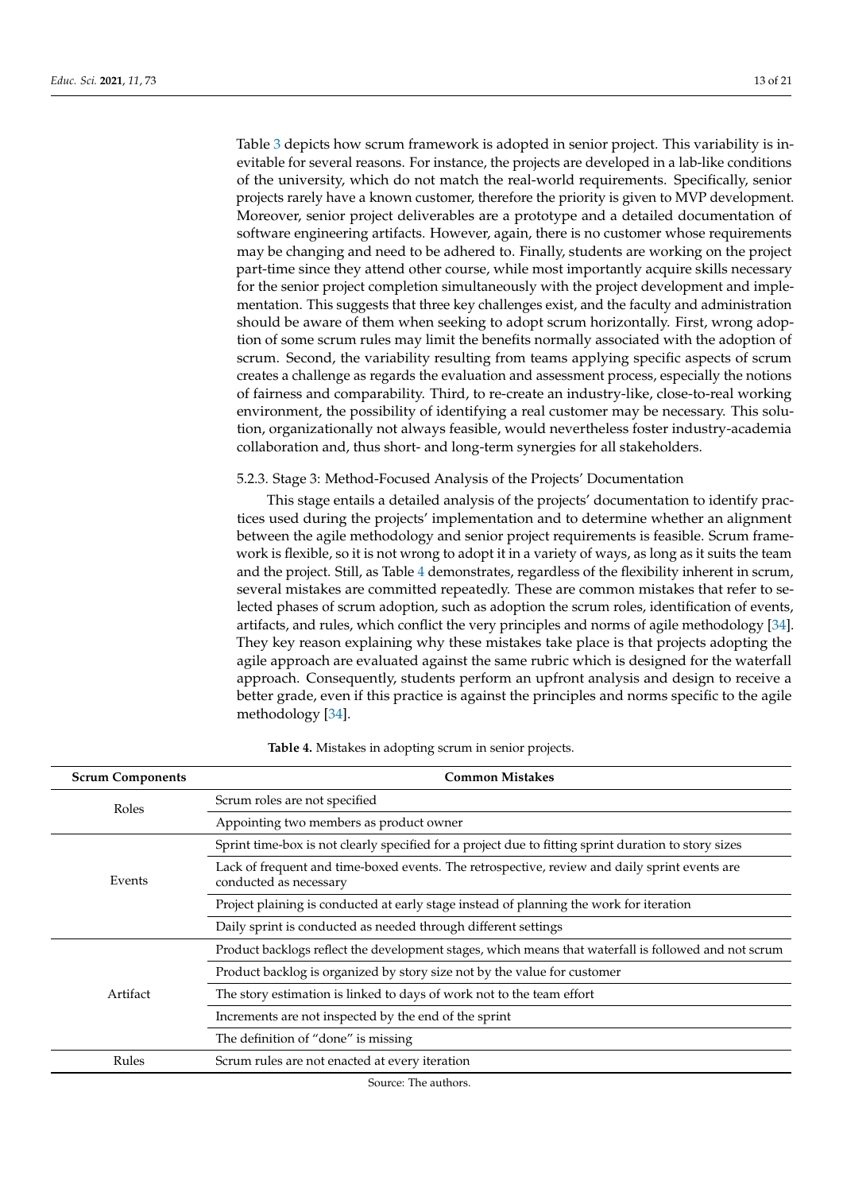Table 3 depicts how scrum framework is adopted in senior project. This variability is inevitable for several reasons. For instance, the projects are developed in a lab-like conditions of the university, which do not match the real-world requirements. Specifically, senior projects rarely have a known customer, therefore the priority is given to MVP development. Moreover, senior project deliverables are a prototype and a detailed documentation of software engineering artifacts. However, again, there is no customer whose requirements may be changing and need to be adhered to. Finally, students are working on the project part-time since they attend other course, while most importantly acquire skills necessary for the senior project completion simultaneously with the project development and implementation. This suggests that three key challenges exist, and the faculty and administration should be aware of them when seeking to adopt scrum horizontally. First, wrong adoption of some scrum rules may limit the benefits normally associated with the adoption of scrum. Second, the variability resulting from teams applying specific aspects of scrum creates a challenge as regards the evaluation and assessment process, especially the notions of fairness and comparability. Third, to re-create an industry-like, close-to-real working environment, the possibility of identifying a real customer may be necessary. This solution, organizationally not always feasible, would nevertheless foster industry-academia collaboration and, thus short- and long-term synergies for all stakeholders.

#### 5.2.3. Stage 3: Method-Focused Analysis of the Projects' Documentation

This stage entails a detailed analysis of the projects' documentation to identify practices used during the projects' implementation and to determine whether an alignment between the agile methodology and senior project requirements is feasible. Scrum framework is flexible, so it is not wrong to adopt it in a variety of ways, as long as it suits the team and the project. Still, as Table 4 demonstrates, regardless of the flexibility inherent in scrum, several mistakes are committed repeatedly. These are common mistakes that refer to selected phases of scrum adoption, such as adoption the scrum roles, identification of events, artifacts, and rules, which conflict the very principles and norms of agile methodology [34]. They key reason explaining why these mistakes take place is that projects adopting the agile approach are evaluated against the same rubric which is designed for the waterfall approach. Consequently, students perform an upfront analysis and design to receive a better grade, even if this practice is against the principles and norms specific to the agile methodology [34].

**Table 4.** Mistakes in adopting scrum in senior projects.

| Scrum Components | Common Mistakes |
|---|---|
| Roles | Scrum roles are not specified |
| | Appointing two members as product owner |
| Events | Sprint time-box is not clearly specified for a project due to fitting sprint duration to story sizes |
| | Lack of frequent and time-boxed events. The retrospective, review and daily sprint events are conducted as necessary |
| | Project plaining is conducted at early stage instead of planning the work for iteration |
| | Daily sprint is conducted as needed through different settings |
| Artifact | Product backlogs reflect the development stages, which means that waterfall is followed and not scrum |
| | Product backlog is organized by story size not by the value for customer |
| | The story estimation is linked to days of work not to the team effort |
| | Increments are not inspected by the end of the sprint |
| | The definition of "done" is missing |
| Rules | Scrum rules are not enacted at every iteration |

Source: The authors.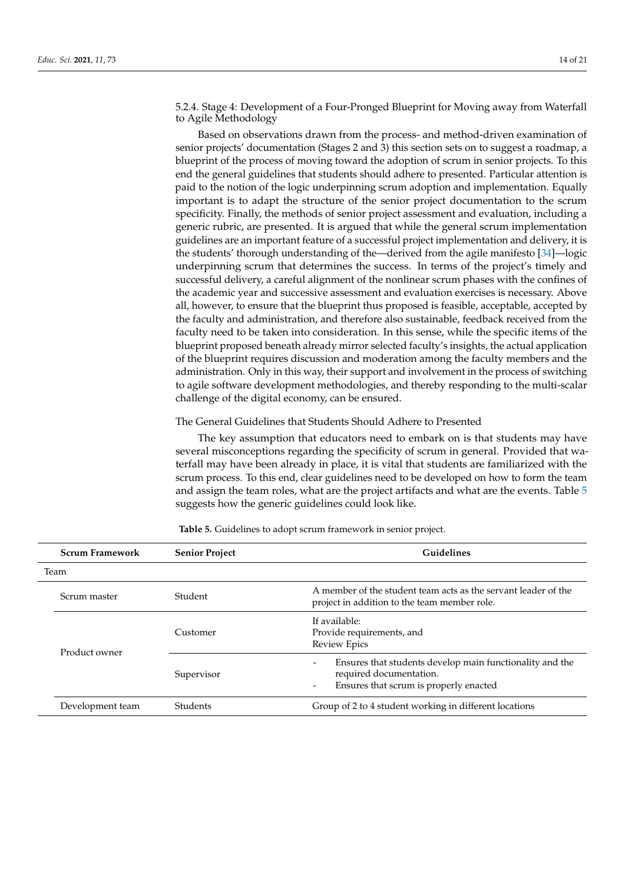#### 5.2.4. Stage 4: Development of a Four-Pronged Blueprint for Moving away from Waterfall to Agile Methodology

Based on observations drawn from the process- and method-driven examination of senior projects' documentation (Stages 2 and 3) this section sets on to suggest a roadmap, a blueprint of the process of moving toward the adoption of scrum in senior projects. To this end the general guidelines that students should adhere to presented. Particular attention is paid to the notion of the logic underpinning scrum adoption and implementation. Equally important is to adapt the structure of the senior project documentation to the scrum specificity. Finally, the methods of senior project assessment and evaluation, including a generic rubric, are presented. It is argued that while the general scrum implementation guidelines are an important feature of a successful project implementation and delivery, it is the students' thorough understanding of the—derived from the agile manifesto [34]—logic underpinning scrum that determines the success. In terms of the project's timely and successful delivery, a careful alignment of the nonlinear scrum phases with the confines of the academic year and successive assessment and evaluation exercises is necessary. Above all, however, to ensure that the blueprint thus proposed is feasible, acceptable, accepted by the faculty and administration, and therefore also sustainable, feedback received from the faculty need to be taken into consideration. In this sense, while the specific items of the blueprint proposed beneath already mirror selected faculty's insights, the actual application of the blueprint requires discussion and moderation among the faculty members and the administration. Only in this way, their support and involvement in the process of switching to agile software development methodologies, and thereby responding to the multi-scalar challenge of the digital economy, can be ensured.

##### The General Guidelines that Students Should Adhere to Presented

The key assumption that educators need to embark on is that students may have several misconceptions regarding the specificity of scrum in general. Provided that waterfall may have been already in place, it is vital that students are familiarized with the scrum process. To this end, clear guidelines need to be developed on how to form the team and assign the team roles, what are the project artifacts and what are the events. Table 5 suggests how the generic guidelines could look like.

**Table 5.** Guidelines to adopt scrum framework in senior project.

| Scrum Framework | Senior Project | Guidelines |
|---|---|---|
| Team | | |
| Scrum master | Student | A member of the student team acts as the servant leader of the project in addition to the team member role. |
| Product owner | Customer | If available:<br>Provide requirements, and<br>Review Epics |
| | Supervisor | - Ensures that students develop main functionality and the required documentation.<br>- Ensures that scrum is properly enacted |
| Development team | Students | Group of 2 to 4 student working in different locations |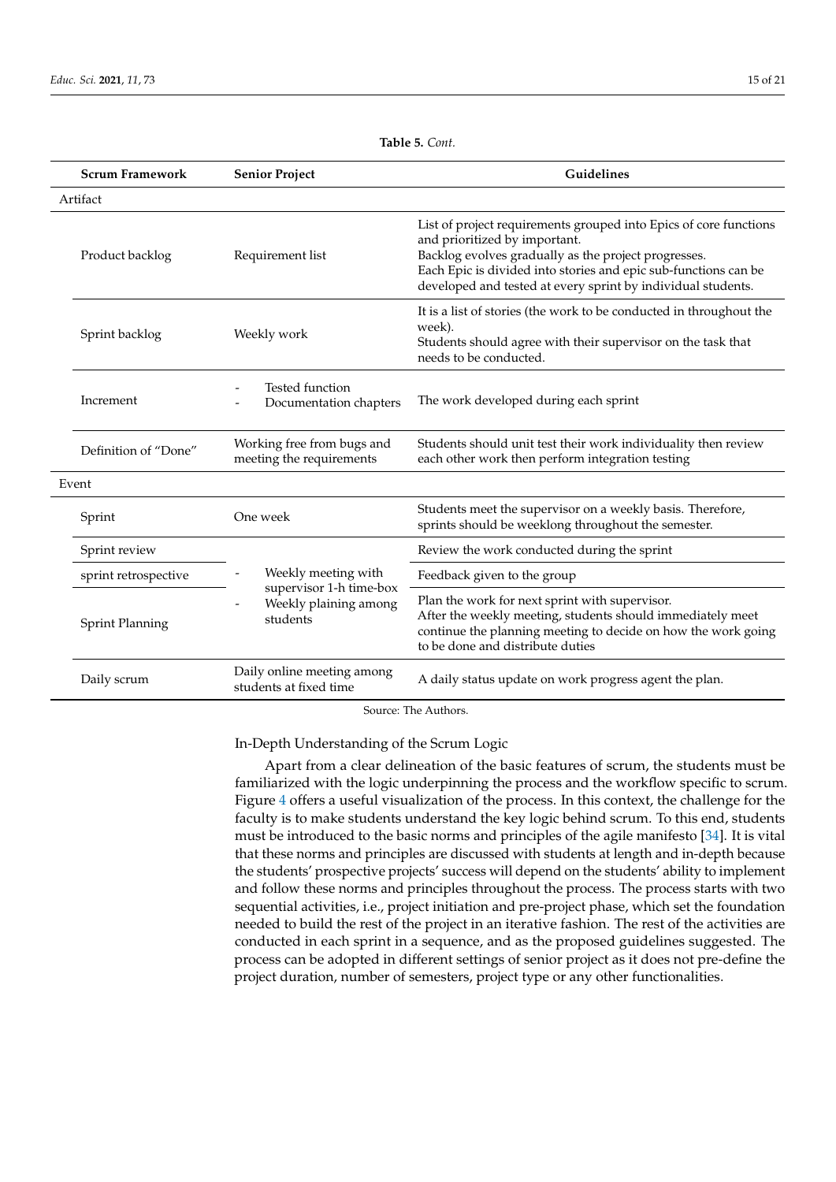**Table 5.** *Cont.*

| Scrum Framework | Senior Project | Guidelines |
| --- | --- | --- |
| Artifact | | |
| Product backlog | Requirement list | List of project requirements grouped into Epics of core functions and prioritized by important.<br>Backlog evolves gradually as the project progresses.<br>Each Epic is divided into stories and epic sub-functions can be developed and tested at every sprint by individual students. |
| Sprint backlog | Weekly work | It is a list of stories (the work to be conducted in throughout the week).<br>Students should agree with their supervisor on the task that needs to be conducted. |
| Increment | - Tested function<br>- Documentation chapters | The work developed during each sprint |
| Definition of "Done" | Working free from bugs and meeting the requirements | Students should unit test their work individuality then review each other work then perform integration testing |
| Event | | |
| Sprint | One week | Students meet the supervisor on a weekly basis. Therefore, sprints should be weeklong throughout the semester. |
| Sprint review | - Weekly meeting with supervisor 1-h time-box<br>- Weekly plaining among students | Review the work conducted during the sprint |
| sprint retrospective | | Feedback given to the group |
| Sprint Planning | | Plan the work for next sprint with supervisor.<br>After the weekly meeting, students should immediately meet continue the planning meeting to decide on how the work going to be done and distribute duties |
| Daily scrum | Daily online meeting among students at fixed time | A daily status update on work progress agent the plan. |

Source: The Authors.

In-Depth Understanding of the Scrum Logic

Apart from a clear delineation of the basic features of scrum, the students must be familiarized with the logic underpinning the process and the workflow specific to scrum. Figure 4 offers a useful visualization of the process. In this context, the challenge for the faculty is to make students understand the key logic behind scrum. To this end, students must be introduced to the basic norms and principles of the agile manifesto [34]. It is vital that these norms and principles are discussed with students at length and in-depth because the students' prospective projects' success will depend on the students' ability to implement and follow these norms and principles throughout the process. The process starts with two sequential activities, i.e., project initiation and pre-project phase, which set the foundation needed to build the rest of the project in an iterative fashion. The rest of the activities are conducted in each sprint in a sequence, and as the proposed guidelines suggested. The process can be adopted in different settings of senior project as it does not pre-define the project duration, number of semesters, project type or any other functionalities.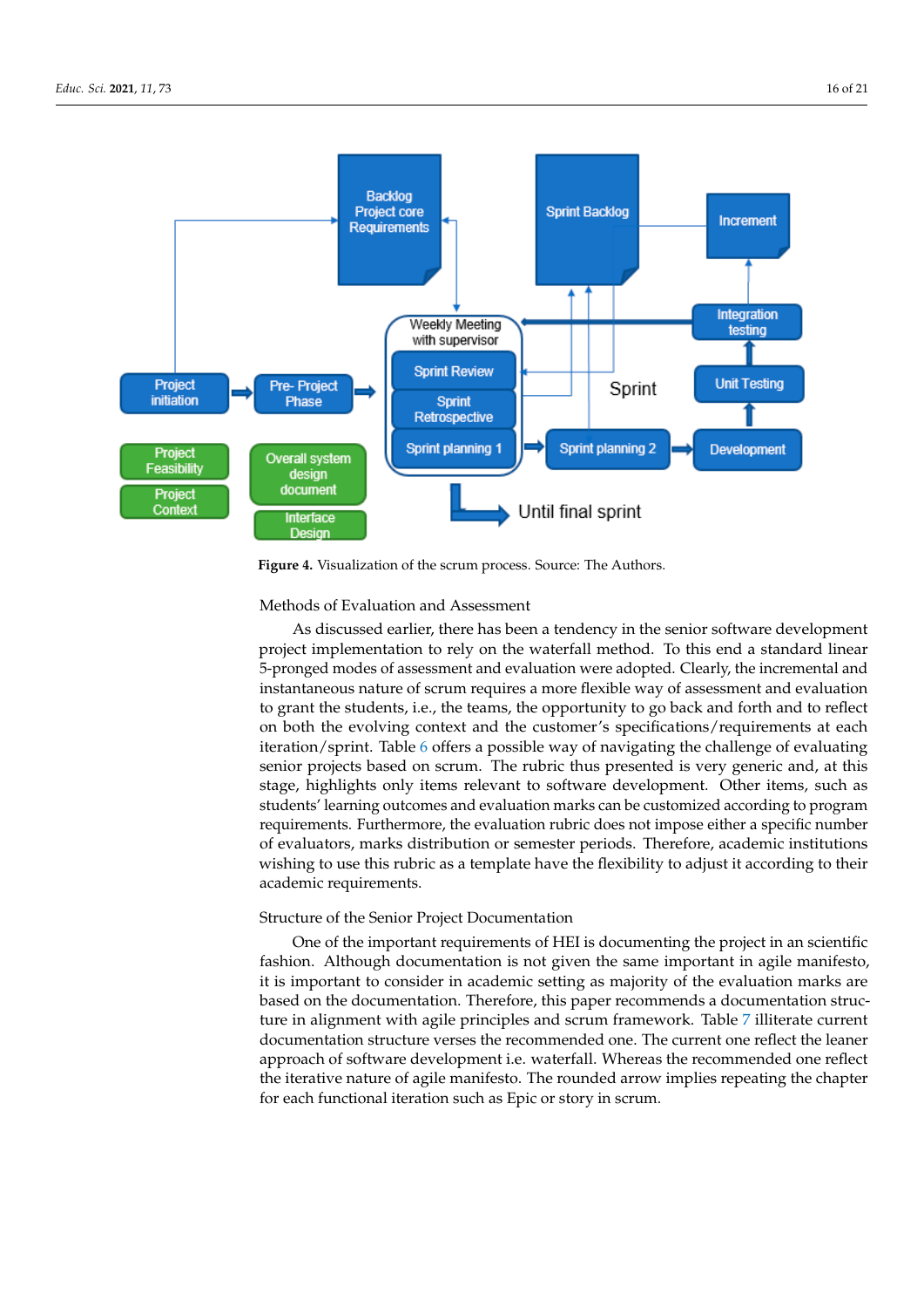Figure 4. Visualization of the scrum process. Source: The Authors.

Methods of Evaluation and Assessment

As discussed earlier, there has been a tendency in the senior software development project implementation to rely on the waterfall method. To this end a standard linear 5-pronged modes of assessment and evaluation were adopted. Clearly, the incremental and instantaneous nature of scrum requires a more flexible way of assessment and evaluation to grant the students, i.e., the teams, the opportunity to go back and forth and to reflect on both the evolving context and the customer's specifications/requirements at each iteration/sprint. Table 6 offers a possible way of navigating the challenge of evaluating senior projects based on scrum. The rubric thus presented is very generic and, at this stage, highlights only items relevant to software development. Other items, such as students' learning outcomes and evaluation marks can be customized according to program requirements. Furthermore, the evaluation rubric does not impose either a specific number of evaluators, marks distribution or semester periods. Therefore, academic institutions wishing to use this rubric as a template have the flexibility to adjust it according to their academic requirements.

Structure of the Senior Project Documentation

One of the important requirements of HEI is documenting the project in an scientific fashion. Although documentation is not given the same important in agile manifesto, it is important to consider in academic setting as majority of the evaluation marks are based on the documentation. Therefore, this paper recommends a documentation structure in alignment with agile principles and scrum framework. Table 7 illiterate current documentation structure verses the recommended one. The current one reflect the leaner approach of software development i.e. waterfall. Whereas the recommended one reflect the iterative nature of agile manifesto. The rounded arrow implies repeating the chapter for each functional iteration such as Epic or story in scrum.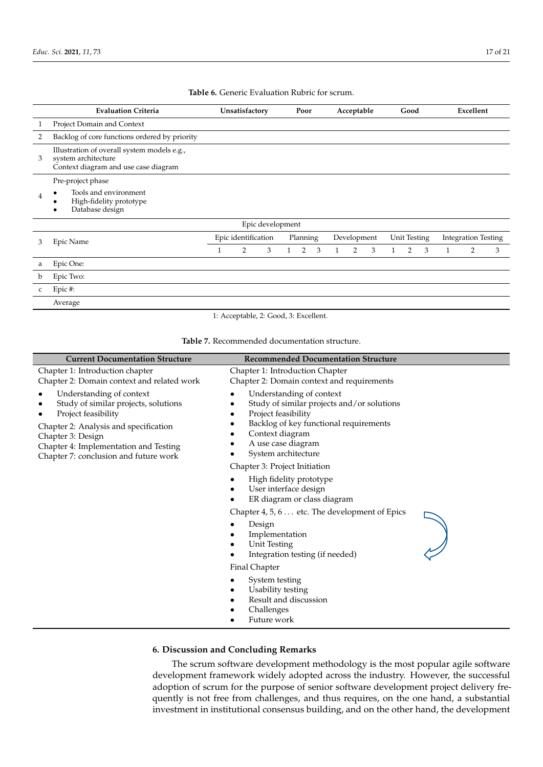**Table 6.** Generic Evaluation Rubric for scrum.

| | Evaluation Criteria | Unsatisfactory | | | Poor | | | Acceptable | | | Good | | | Excellent | | |
|---|---|---|---|---|---|---|---|---|---|---|---|---|---|---|---|---|
| 1 | Project Domain and Context | | | | | | | | | | | | | | | |
| 2 | Backlog of core functions ordered by priority | | | | | | | | | | | | | | | |
| 3 | Illustration of overall system models e.g., system architecture Context diagram and use case diagram | | | | | | | | | | | | | | | |
| 4 | Pre-project phase • Tools and environment • High-fidelity prototype • Database design | | | | | | | | | | | | | | | |
| | | Epic development | | | | | | | | | | | | | | |
| 3 | Epic Name | Epic identification | | | Planning | | | Development | | | Unit Testing | | | Integration Testing | | |
| | | 1 | 2 | 3 | 1 | 2 | 3 | 1 | 2 | 3 | 1 | 2 | 3 | 1 | 2 | 3 |
| a | Epic One: | | | | | | | | | | | | | | | |
| b | Epic Two: | | | | | | | | | | | | | | | |
| c | Epic #: | | | | | | | | | | | | | | | |
| | Average | | | | | | | | | | | | | | | |

1: Acceptable, 2: Good, 3: Excellent.

**Table 7.** Recommended documentation structure.

| Current Documentation Structure | Recommended Documentation Structure |
|---|---|
| Chapter 1: Introduction chapter<br>Chapter 2: Domain context and related work<br>• Understanding of context<br>• Study of similar projects, solutions<br>• Project feasibility<br>Chapter 2: Analysis and specification<br>Chapter 3: Design<br>Chapter 4: Implementation and Testing<br>Chapter 7: conclusion and future work | Chapter 1: Introduction Chapter<br>Chapter 2: Domain context and requirements<br>• Understanding of context<br>• Study of similar projects and/or solutions<br>• Project feasibility<br>• Backlog of key functional requirements<br>• Context diagram<br>• A use case diagram<br>• System architecture<br>Chapter 3: Project Initiation<br>• High fidelity prototype<br>• User interface design<br>• ER diagram or class diagram<br>Chapter 4, 5, 6 ... etc. The development of Epics<br>• Design<br>• Implementation<br>• Unit Testing<br>• Integration testing (if needed)<br>Final Chapter<br>• System testing<br>• Usability testing<br>• Result and discussion<br>• Challenges<br>• Future work |

## 6. Discussion and Concluding Remarks

The scrum software development methodology is the most popular agile software development framework widely adopted across the industry. However, the successful adoption of scrum for the purpose of senior software development project delivery frequently is not free from challenges, and thus requires, on the one hand, a substantial investment in institutional consensus building, and on the other hand, the development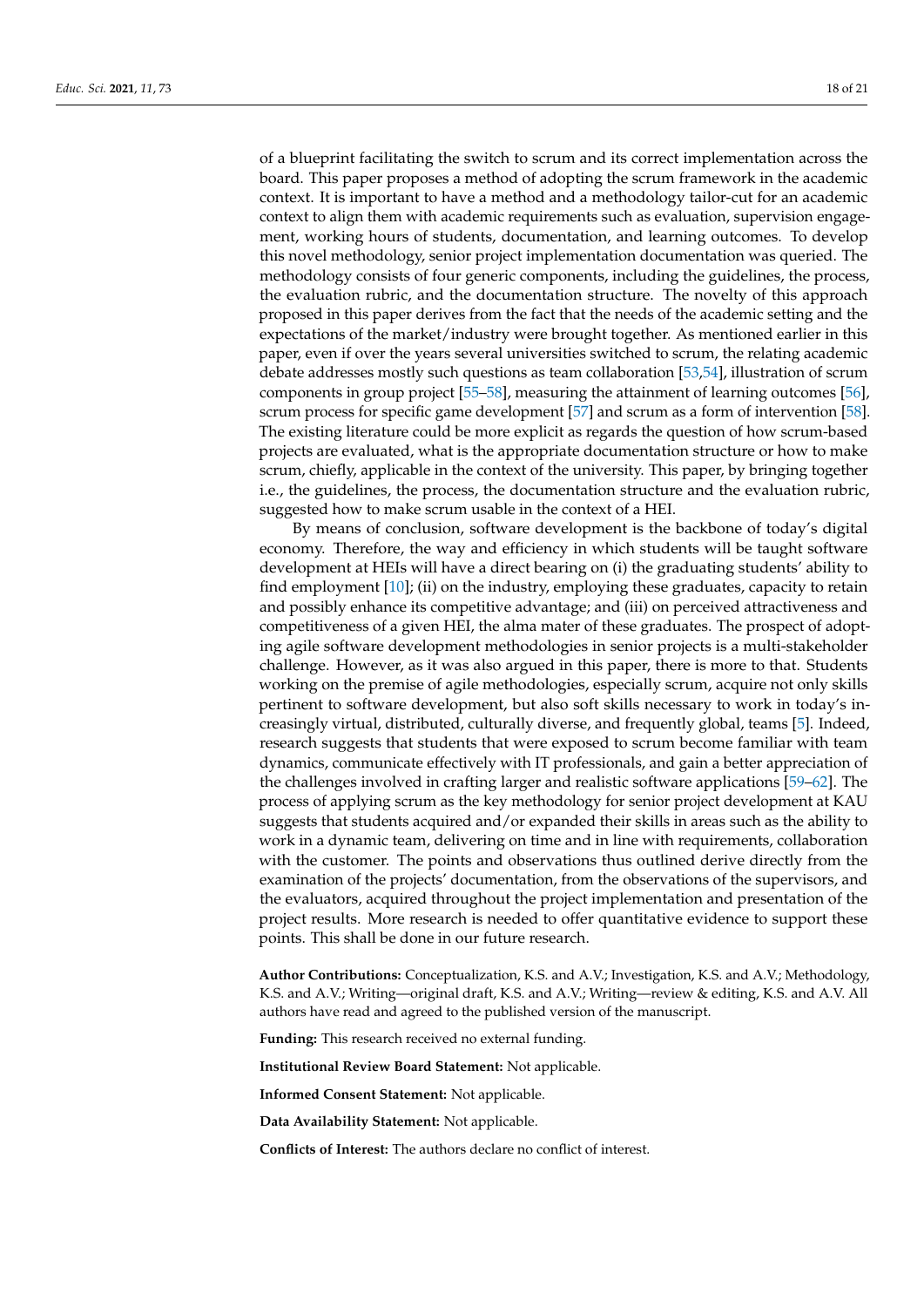of a blueprint facilitating the switch to scrum and its correct implementation across the board. This paper proposes a method of adopting the scrum framework in the academic context. It is important to have a method and a methodology tailor-cut for an academic context to align them with academic requirements such as evaluation, supervision engagement, working hours of students, documentation, and learning outcomes. To develop this novel methodology, senior project implementation documentation was queried. The methodology consists of four generic components, including the guidelines, the process, the evaluation rubric, and the documentation structure. The novelty of this approach proposed in this paper derives from the fact that the needs of the academic setting and the expectations of the market/industry were brought together. As mentioned earlier in this paper, even if over the years several universities switched to scrum, the relating academic debate addresses mostly such questions as team collaboration [53,54], illustration of scrum components in group project [55–58], measuring the attainment of learning outcomes [56], scrum process for specific game development [57] and scrum as a form of intervention [58]. The existing literature could be more explicit as regards the question of how scrum-based projects are evaluated, what is the appropriate documentation structure or how to make scrum, chiefly, applicable in the context of the university. This paper, by bringing together i.e., the guidelines, the process, the documentation structure and the evaluation rubric, suggested how to make scrum usable in the context of a HEI.

By means of conclusion, software development is the backbone of today's digital economy. Therefore, the way and efficiency in which students will be taught software development at HEIs will have a direct bearing on (i) the graduating students' ability to find employment [10]; (ii) on the industry, employing these graduates, capacity to retain and possibly enhance its competitive advantage; and (iii) on perceived attractiveness and competitiveness of a given HEI, the alma mater of these graduates. The prospect of adopting agile software development methodologies in senior projects is a multi-stakeholder challenge. However, as it was also argued in this paper, there is more to that. Students working on the premise of agile methodologies, especially scrum, acquire not only skills pertinent to software development, but also soft skills necessary to work in today's increasingly virtual, distributed, culturally diverse, and frequently global, teams [5]. Indeed, research suggests that students that were exposed to scrum become familiar with team dynamics, communicate effectively with IT professionals, and gain a better appreciation of the challenges involved in crafting larger and realistic software applications [59–62]. The process of applying scrum as the key methodology for senior project development at KAU suggests that students acquired and/or expanded their skills in areas such as the ability to work in a dynamic team, delivering on time and in line with requirements, collaboration with the customer. The points and observations thus outlined derive directly from the examination of the projects' documentation, from the observations of the supervisors, and the evaluators, acquired throughout the project implementation and presentation of the project results. More research is needed to offer quantitative evidence to support these points. This shall be done in our future research.

**Author Contributions:** Conceptualization, K.S. and A.V.; Investigation, K.S. and A.V.; Methodology, K.S. and A.V.; Writing—original draft, K.S. and A.V.; Writing—review & editing, K.S. and A.V. All authors have read and agreed to the published version of the manuscript.

**Funding:** This research received no external funding.

**Institutional Review Board Statement:** Not applicable.

**Informed Consent Statement:** Not applicable.

**Data Availability Statement:** Not applicable.

**Conflicts of Interest:** The authors declare no conflict of interest.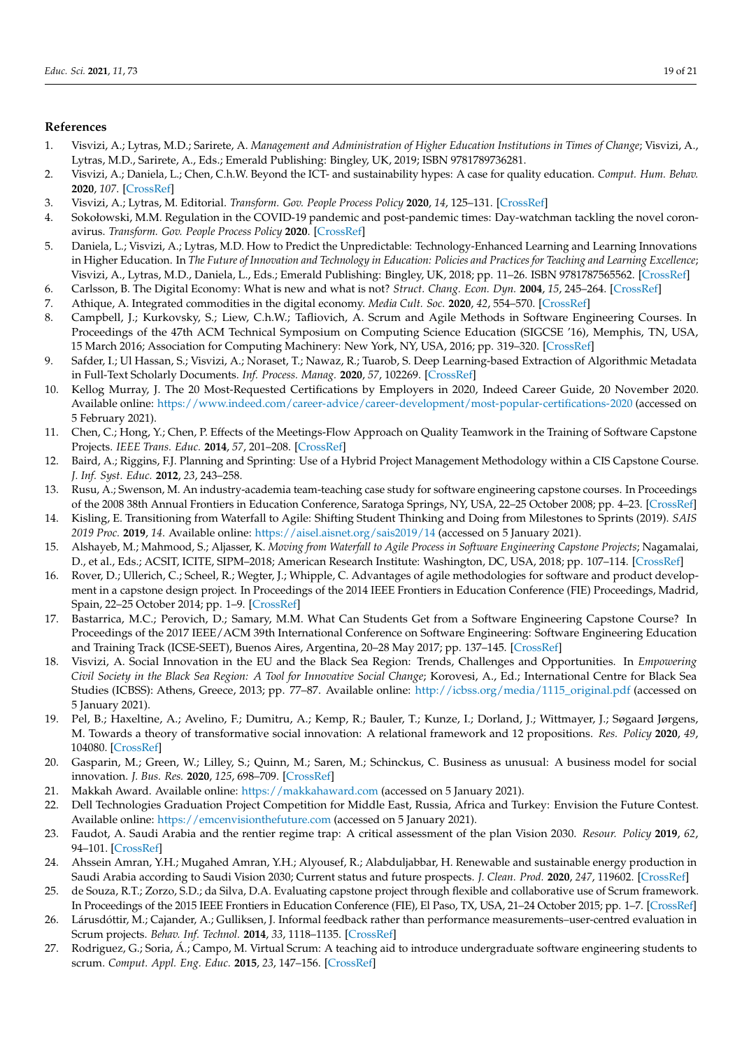## References

1. Visvizi, A.; Lytras, M.D.; Sarirete, A. *Management and Administration of Higher Education Institutions in Times of Change*; Visvizi, A., Lytras, M.D., Sarirete, A., Eds.; Emerald Publishing: Bingley, UK, 2019; ISBN 9781789736281.
2. Visvizi, A.; Daniela, L.; Chen, C.h.W. Beyond the ICT- and sustainability hypes: A case for quality education. *Comput. Hum. Behav.* **2020**, *107*. [CrossRef]
3. Visvizi, A.; Lytras, M. Editorial. *Transform. Gov. People Process Policy* **2020**, *14*, 125–131. [CrossRef]
4. Sokołowski, M.M. Regulation in the COVID-19 pandemic and post-pandemic times: Day-watchman tackling the novel coronavirus. *Transform. Gov. People Process Policy* **2020**. [CrossRef]
5. Daniela, L.; Visvizi, A.; Lytras, M.D. How to Predict the Unpredictable: Technology-Enhanced Learning and Learning Innovations in Higher Education. In *The Future of Innovation and Technology in Education: Policies and Practices for Teaching and Learning Excellence*; Visvizi, A., Lytras, M.D., Daniela, L., Eds.; Emerald Publishing: Bingley, UK, 2018; pp. 11–26. ISBN 9781787565562. [CrossRef]
6. Carlsson, B. The Digital Economy: What is new and what is not? *Struct. Chang. Econ. Dyn.* **2004**, *15*, 245–264. [CrossRef]
7. Athique, A. Integrated commodities in the digital economy. *Media Cult. Soc.* **2020**, *42*, 554–570. [CrossRef]
8. Campbell, J.; Kurkovsky, S.; Liew, C.h.W.; Tafliovich, A. Scrum and Agile Methods in Software Engineering Courses. In Proceedings of the 47th ACM Technical Symposium on Computing Science Education (SIGCSE '16), Memphis, TN, USA, 15 March 2016; Association for Computing Machinery: New York, NY, USA, 2016; pp. 319–320. [CrossRef]
9. Safder, I.; Ul Hassan, S.; Visvizi, A.; Noraset, T.; Nawaz, R.; Tuarob, S. Deep Learning-based Extraction of Algorithmic Metadata in Full-Text Scholarly Documents. *Inf. Process. Manag.* **2020**, *57*, 102269. [CrossRef]
10. Kellog Murray, J. The 20 Most-Requested Certifications by Employers in 2020, Indeed Career Guide, 20 November 2020. Available online: https://www.indeed.com/career-advice/career-development/most-popular-certifications-2020 (accessed on 5 February 2021).
11. Chen, C.; Hong, Y.; Chen, P. Effects of the Meetings-Flow Approach on Quality Teamwork in the Training of Software Capstone Projects. *IEEE Trans. Educ.* **2014**, *57*, 201–208. [CrossRef]
12. Baird, A.; Riggins, F.J. Planning and Sprinting: Use of a Hybrid Project Management Methodology within a CIS Capstone Course. *J. Inf. Syst. Educ.* **2012**, *23*, 243–258.
13. Rusu, A.; Swenson, M. An industry-academia team-teaching case study for software engineering capstone courses. In Proceedings of the 2008 38th Annual Frontiers in Education Conference, Saratoga Springs, NY, USA, 22–25 October 2008; pp. 4–23. [CrossRef]
14. Kisling, E. Transitioning from Waterfall to Agile: Shifting Student Thinking and Doing from Milestones to Sprints (2019). *SAIS 2019 Proc.* **2019**, *14*. Available online: https://aisel.aisnet.org/sais2019/14 (accessed on 5 January 2021).
15. Alshayeb, M.; Mahmood, S.; Aljasser, K. *Moving from Waterfall to Agile Process in Software Engineering Capstone Projects*; Nagamalai, D., et al., Eds.; ACSIT, ICITE, SIPM–2018; American Research Institute: Washington, DC, USA, 2018; pp. 107–114. [CrossRef]
16. Rover, D.; Ullerich, C.; Scheel, R.; Wegter, J.; Whipple, C. Advantages of agile methodologies for software and product development in a capstone design project. In Proceedings of the 2014 IEEE Frontiers in Education Conference (FIE) Proceedings, Madrid, Spain, 22–25 October 2014; pp. 1–9. [CrossRef]
17. Bastarrica, M.C.; Perovich, D.; Samary, M.M. What Can Students Get from a Software Engineering Capstone Course? In Proceedings of the 2017 IEEE/ACM 39th International Conference on Software Engineering: Software Engineering Education and Training Track (ICSE-SEET), Buenos Aires, Argentina, 20–28 May 2017; pp. 137–145. [CrossRef]
18. Visvizi, A. Social Innovation in the EU and the Black Sea Region: Trends, Challenges and Opportunities. In *Empowering Civil Society in the Black Sea Region: A Tool for Innovative Social Change*; Korovesi, A., Ed.; International Centre for Black Sea Studies (ICBSS): Athens, Greece, 2013; pp. 77–87. Available online: http://icbss.org/media/1115_original.pdf (accessed on 5 January 2021).
19. Pel, B.; Haxeltine, A.; Avelino, F.; Dumitru, A.; Kemp, R.; Bauler, T.; Kunze, I.; Dorland, J.; Wittmayer, J.; Søgaard Jørgens, M. Towards a theory of transformative social innovation: A relational framework and 12 propositions. *Res. Policy* **2020**, *49*, 104080. [CrossRef]
20. Gasparin, M.; Green, W.; Lilley, S.; Quinn, M.; Saren, M.; Schinckus, C. Business as unusual: A business model for social innovation. *J. Bus. Res.* **2020**, *125*, 698–709. [CrossRef]
21. Makkah Award. Available online: https://makkahaward.com (accessed on 5 January 2021).
22. Dell Technologies Graduation Project Competition for Middle East, Russia, Africa and Turkey: Envision the Future Contest. Available online: https://emcenvisionthefuture.com (accessed on 5 January 2021).
23. Faudot, A. Saudi Arabia and the rentier regime trap: A critical assessment of the plan Vision 2030. *Resour. Policy* **2019**, *62*, 94–101. [CrossRef]
24. Ahssein Amran, Y.H.; Mugahed Amran, Y.H.; Alyousef, R.; Alabduljabbar, H. Renewable and sustainable energy production in Saudi Arabia according to Saudi Vision 2030; Current status and future prospects. *J. Clean. Prod.* **2020**, *247*, 119602. [CrossRef]
25. de Souza, R.T.; Zorzo, S.D.; da Silva, D.A. Evaluating capstone project through flexible and collaborative use of Scrum framework. In Proceedings of the 2015 IEEE Frontiers in Education Conference (FIE), El Paso, TX, USA, 21–24 October 2015; pp. 1–7. [CrossRef]
26. Lárusdóttir, M.; Cajander, A.; Gulliksen, J. Informal feedback rather than performance measurements–user-centred evaluation in Scrum projects. *Behav. Inf. Technol.* **2014**, *33*, 1118–1135. [CrossRef]
27. Rodriguez, G.; Soria, Á.; Campo, M. Virtual Scrum: A teaching aid to introduce undergraduate software engineering students to scrum. *Comput. Appl. Eng. Educ.* **2015**, *23*, 147–156. [CrossRef]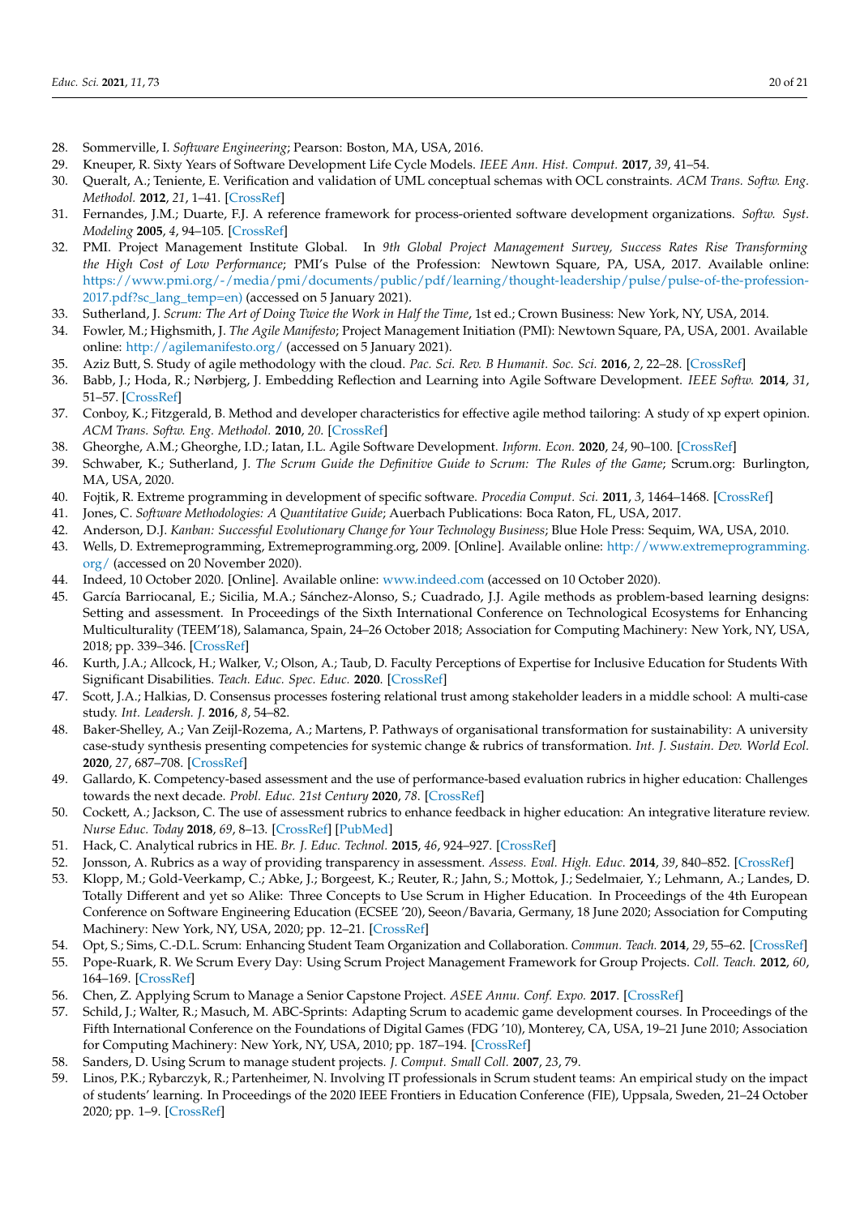28. Sommerville, I. *Software Engineering*; Pearson: Boston, MA, USA, 2016.
29. Kneuper, R. Sixty Years of Software Development Life Cycle Models. *IEEE Ann. Hist. Comput.* **2017**, *39*, 41–54.
30. Queralt, A.; Teniente, E. Verification and validation of UML conceptual schemas with OCL constraints. *ACM Trans. Softw. Eng. Methodol.* **2012**, *21*, 1–41. [CrossRef]
31. Fernandes, J.M.; Duarte, F.J. A reference framework for process-oriented software development organizations. *Softw. Syst. Modeling* **2005**, *4*, 94–105. [CrossRef]
32. PMI. Project Management Institute Global. In *9th Global Project Management Survey, Success Rates Rise Transforming the High Cost of Low Performance*; PMI's Pulse of the Profession: Newtown Square, PA, USA, 2017. Available online: https://www.pmi.org/-/media/pmi/documents/public/pdf/learning/thought-leadership/pulse/pulse-of-the-profession-2017.pdf?sc_lang_temp=en) (accessed on 5 January 2021).
33. Sutherland, J. *Scrum: The Art of Doing Twice the Work in Half the Time*, 1st ed.; Crown Business: New York, NY, USA, 2014.
34. Fowler, M.; Highsmith, J. *The Agile Manifesto*; Project Management Initiation (PMI): Newtown Square, PA, USA, 2001. Available online: http://agilemanifesto.org/ (accessed on 5 January 2021).
35. Aziz Butt, S. Study of agile methodology with the cloud. *Pac. Sci. Rev. B Humanit. Soc. Sci.* **2016**, *2*, 22–28. [CrossRef]
36. Babb, J.; Hoda, R.; Nørbjerg, J. Embedding Reflection and Learning into Agile Software Development. *IEEE Softw.* **2014**, *31*, 51–57. [CrossRef]
37. Conboy, K.; Fitzgerald, B. Method and developer characteristics for effective agile method tailoring: A study of xp expert opinion. *ACM Trans. Softw. Eng. Methodol.* **2010**, *20*. [CrossRef]
38. Gheorghe, A.M.; Gheorghe, I.D.; Iatan, I.L. Agile Software Development. *Inform. Econ.* **2020**, *24*, 90–100. [CrossRef]
39. Schwaber, K.; Sutherland, J. *The Scrum Guide the Definitive Guide to Scrum: The Rules of the Game*; Scrum.org: Burlington, MA, USA, 2020.
40. Fojtik, R. Extreme programming in development of specific software. *Procedia Comput. Sci.* **2011**, *3*, 1464–1468. [CrossRef]
41. Jones, C. *Software Methodologies: A Quantitative Guide*; Auerbach Publications: Boca Raton, FL, USA, 2017.
42. Anderson, D.J. *Kanban: Successful Evolutionary Change for Your Technology Business*; Blue Hole Press: Sequim, WA, USA, 2010.
43. Wells, D. Extremeprogramming, Extremeprogramming.org, 2009. [Online]. Available online: http://www.extremeprogramming.org/ (accessed on 20 November 2020).
44. Indeed, 10 October 2020. [Online]. Available online: www.indeed.com (accessed on 10 October 2020).
45. García Barriocanal, E.; Sicilia, M.A.; Sánchez-Alonso, S.; Cuadrado, J.J. Agile methods as problem-based learning designs: Setting and assessment. In Proceedings of the Sixth International Conference on Technological Ecosystems for Enhancing Multiculturality (TEEM'18), Salamanca, Spain, 24–26 October 2018; Association for Computing Machinery: New York, NY, USA, 2018; pp. 339–346. [CrossRef]
46. Kurth, J.A.; Allcock, H.; Walker, V.; Olson, A.; Taub, D. Faculty Perceptions of Expertise for Inclusive Education for Students With Significant Disabilities. *Teach. Educ. Spec. Educ.* **2020**. [CrossRef]
47. Scott, J.A.; Halkias, D. Consensus processes fostering relational trust among stakeholder leaders in a middle school: A multi-case study. *Int. Leadersh. J.* **2016**, *8*, 54–82.
48. Baker-Shelley, A.; Van Zeijl-Rozema, A.; Martens, P. Pathways of organisational transformation for sustainability: A university case-study synthesis presenting competencies for systemic change & rubrics of transformation. *Int. J. Sustain. Dev. World Ecol.* **2020**, *27*, 687–708. [CrossRef]
49. Gallardo, K. Competency-based assessment and the use of performance-based evaluation rubrics in higher education: Challenges towards the next decade. *Probl. Educ. 21st Century* **2020**, *78*. [CrossRef]
50. Cockett, A.; Jackson, C. The use of assessment rubrics to enhance feedback in higher education: An integrative literature review. *Nurse Educ. Today* **2018**, *69*, 8–13. [CrossRef] [PubMed]
51. Hack, C. Analytical rubrics in HE. *Br. J. Educ. Technol.* **2015**, *46*, 924–927. [CrossRef]
52. Jonsson, A. Rubrics as a way of providing transparency in assessment. *Assess. Eval. High. Educ.* **2014**, *39*, 840–852. [CrossRef]
53. Klopp, M.; Gold-Veerkamp, C.; Abke, J.; Borgeest, K.; Reuter, R.; Jahn, S.; Mottok, J.; Sedelmaier, Y.; Lehmann, A.; Landes, D. Totally Different and yet so Alike: Three Concepts to Use Scrum in Higher Education. In Proceedings of the 4th European Conference on Software Engineering Education (ECSEE '20), Seeon/Bavaria, Germany, 18 June 2020; Association for Computing Machinery: New York, NY, USA, 2020; pp. 12–21. [CrossRef]
54. Opt, S.; Sims, C.-D.L. Scrum: Enhancing Student Team Organization and Collaboration. *Commun. Teach.* **2014**, *29*, 55–62. [CrossRef]
55. Pope-Ruark, R. We Scrum Every Day: Using Scrum Project Management Framework for Group Projects. *Coll. Teach.* **2012**, *60*, 164–169. [CrossRef]
56. Chen, Z. Applying Scrum to Manage a Senior Capstone Project. *ASEE Annu. Conf. Expo.* **2017**. [CrossRef]
57. Schild, J.; Walter, R.; Masuch, M. ABC-Sprints: Adapting Scrum to academic game development courses. In Proceedings of the Fifth International Conference on the Foundations of Digital Games (FDG '10), Monterey, CA, USA, 19–21 June 2010; Association for Computing Machinery: New York, NY, USA, 2010; pp. 187–194. [CrossRef]
58. Sanders, D. Using Scrum to manage student projects. *J. Comput. Small Coll.* **2007**, *23*, 79.
59. Linos, P.K.; Rybarczyk, R.; Partenheimer, N. Involving IT professionals in Scrum student teams: An empirical study on the impact of students' learning. In Proceedings of the 2020 IEEE Frontiers in Education Conference (FIE), Uppsala, Sweden, 21–24 October 2020; pp. 1–9. [CrossRef]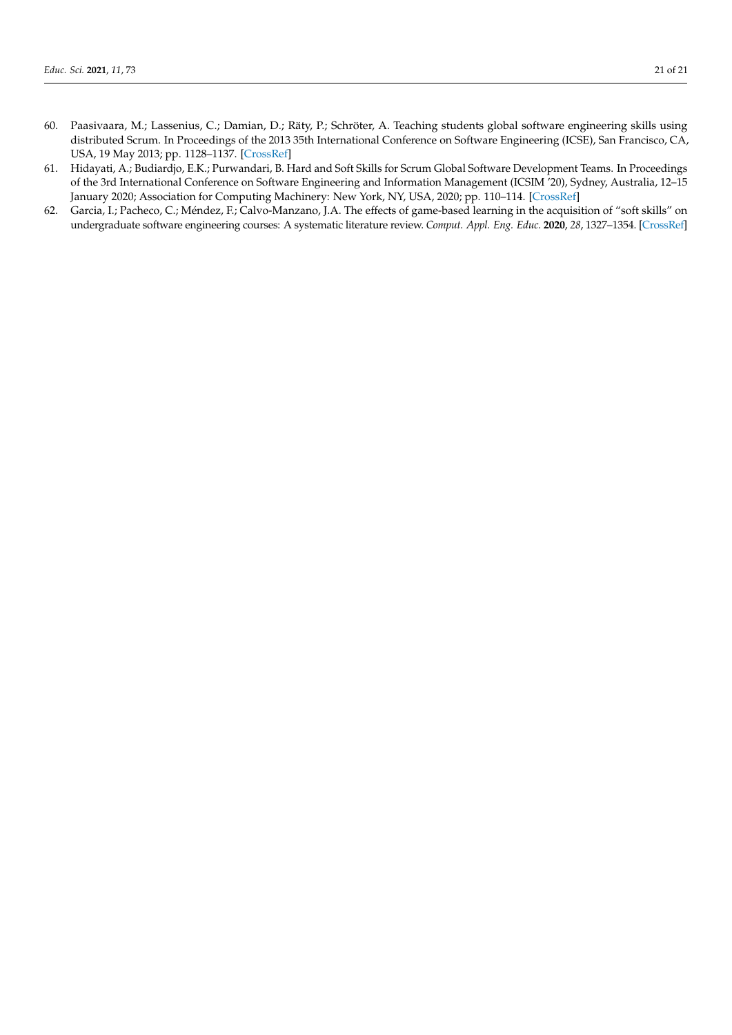60. Paasivaara, M.; Lassenius, C.; Damian, D.; Räty, P.; Schröter, A. Teaching students global software engineering skills using distributed Scrum. In Proceedings of the 2013 35th International Conference on Software Engineering (ICSE), San Francisco, CA, USA, 19 May 2013; pp. 1128–1137. [CrossRef]
61. Hidayati, A.; Budiardjo, E.K.; Purwandari, B. Hard and Soft Skills for Scrum Global Software Development Teams. In Proceedings of the 3rd International Conference on Software Engineering and Information Management (ICSIM '20), Sydney, Australia, 12–15 January 2020; Association for Computing Machinery: New York, NY, USA, 2020; pp. 110–114. [CrossRef]
62. Garcia, I.; Pacheco, C.; Méndez, F.; Calvo-Manzano, J.A. The effects of game-based learning in the acquisition of "soft skills" on undergraduate software engineering courses: A systematic literature review. *Comput. Appl. Eng. Educ.* **2020**, *28*, 1327–1354. [CrossRef]